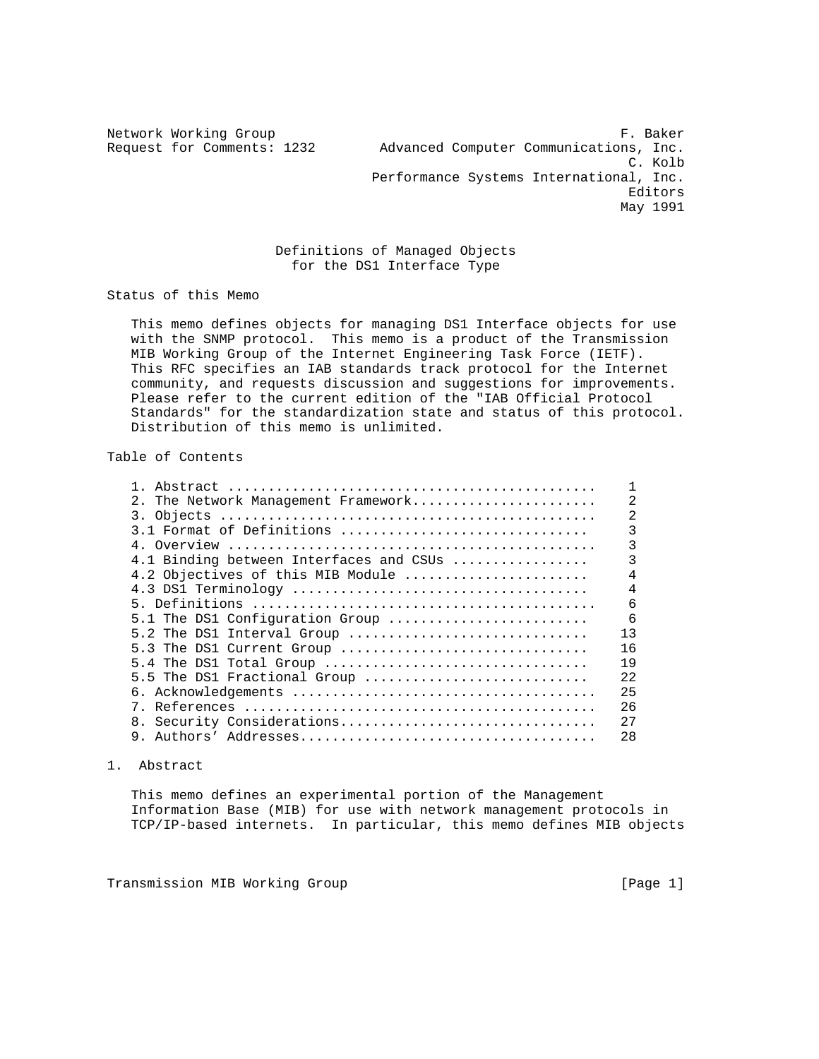Network Working Group F. Baker
Request for Comments: 1232 Advanced Computer Communications, Inc.
C. Kolb
Performance Systems International, Inc.
Editors
May 1991

# Definitions of Managed Objects for the DS1 Interface Type

## Status of this Memo

This memo defines objects for managing DS1 Interface objects for use with the SNMP protocol. This memo is a product of the Transmission MIB Working Group of the Internet Engineering Task Force (IETF). This RFC specifies an IAB standards track protocol for the Internet community, and requests discussion and suggestions for improvements. Please refer to the current edition of the "IAB Official Protocol Standards" for the standardization state and status of this protocol. Distribution of this memo is unlimited.

## Table of Contents

```
1. Abstract ............................................    1
2. The Network Management Framework......................    2
3. Objects .............................................    2
3.1 Format of Definitions ..............................    3
4. Overview ............................................    3
4.1 Binding between Interfaces and CSUs ................    3
4.2 Objectives of this MIB Module ......................    4
4.3 DS1 Terminology ....................................    4
5. Definitions .........................................    6
5.1 The DS1 Configuration Group ........................    6
5.2 The DS1 Interval Group .............................   13
5.3 The DS1 Current Group ..............................   16
5.4 The DS1 Total Group ................................   19
5.5 The DS1 Fractional Group ...........................   22
6. Acknowledgements ....................................   25
7. References ..........................................   26
8. Security Considerations...............................   27
9. Authors' Addresses...................................   28
```

## 1. Abstract

This memo defines an experimental portion of the Management Information Base (MIB) for use with network management protocols in TCP/IP-based internets. In particular, this memo defines MIB objects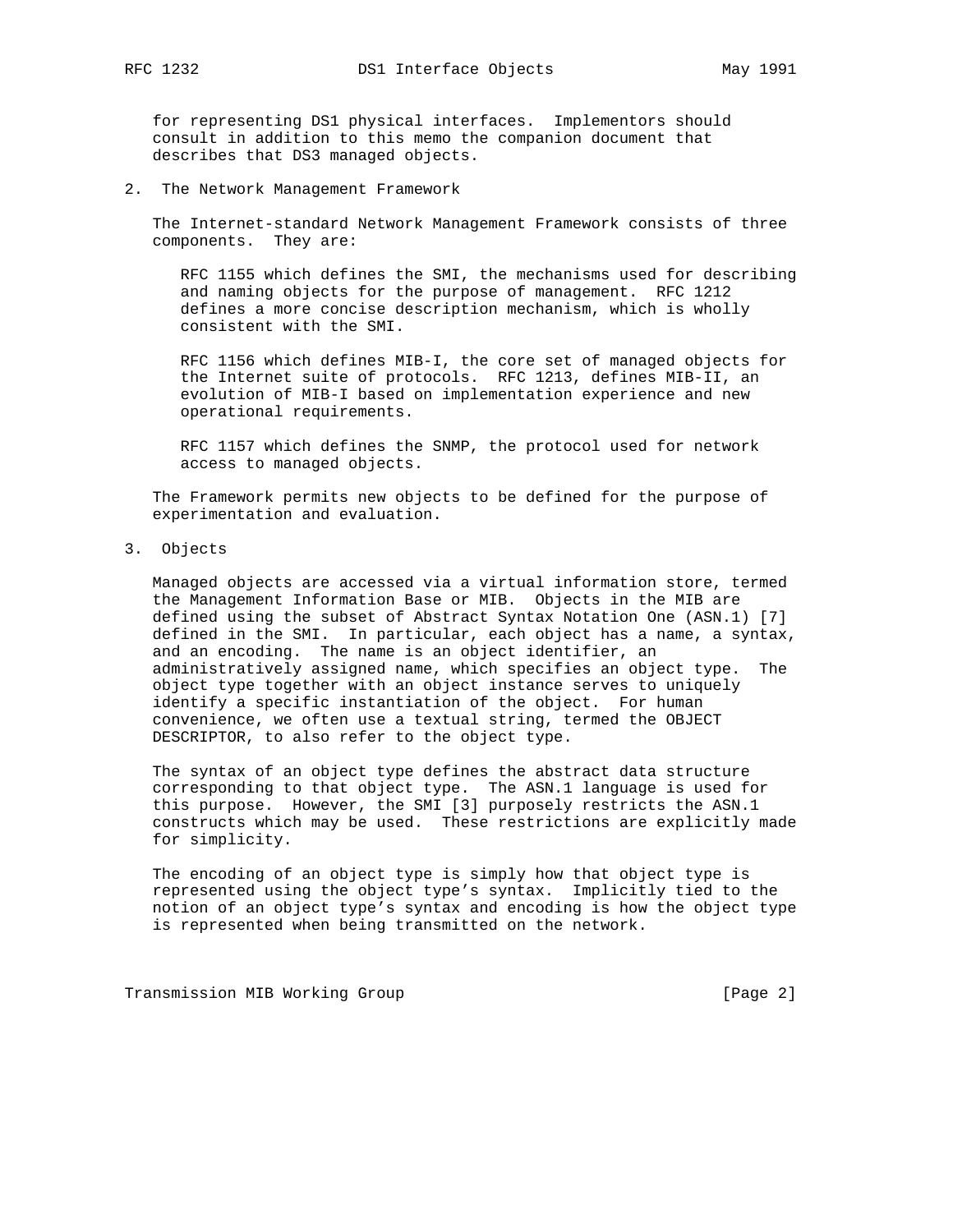for representing DS1 physical interfaces. Implementors should consult in addition to this memo the companion document that describes that DS3 managed objects.

## 2. The Network Management Framework

The Internet-standard Network Management Framework consists of three components. They are:

RFC 1155 which defines the SMI, the mechanisms used for describing and naming objects for the purpose of management. RFC 1212 defines a more concise description mechanism, which is wholly consistent with the SMI.

RFC 1156 which defines MIB-I, the core set of managed objects for the Internet suite of protocols. RFC 1213, defines MIB-II, an evolution of MIB-I based on implementation experience and new operational requirements.

RFC 1157 which defines the SNMP, the protocol used for network access to managed objects.

The Framework permits new objects to be defined for the purpose of experimentation and evaluation.

## 3. Objects

Managed objects are accessed via a virtual information store, termed the Management Information Base or MIB. Objects in the MIB are defined using the subset of Abstract Syntax Notation One (ASN.1) [7] defined in the SMI. In particular, each object has a name, a syntax, and an encoding. The name is an object identifier, an administratively assigned name, which specifies an object type. The object type together with an object instance serves to uniquely identify a specific instantiation of the object. For human convenience, we often use a textual string, termed the OBJECT DESCRIPTOR, to also refer to the object type.

The syntax of an object type defines the abstract data structure corresponding to that object type. The ASN.1 language is used for this purpose. However, the SMI [3] purposely restricts the ASN.1 constructs which may be used. These restrictions are explicitly made for simplicity.

The encoding of an object type is simply how that object type is represented using the object type's syntax. Implicitly tied to the notion of an object type's syntax and encoding is how the object type is represented when being transmitted on the network.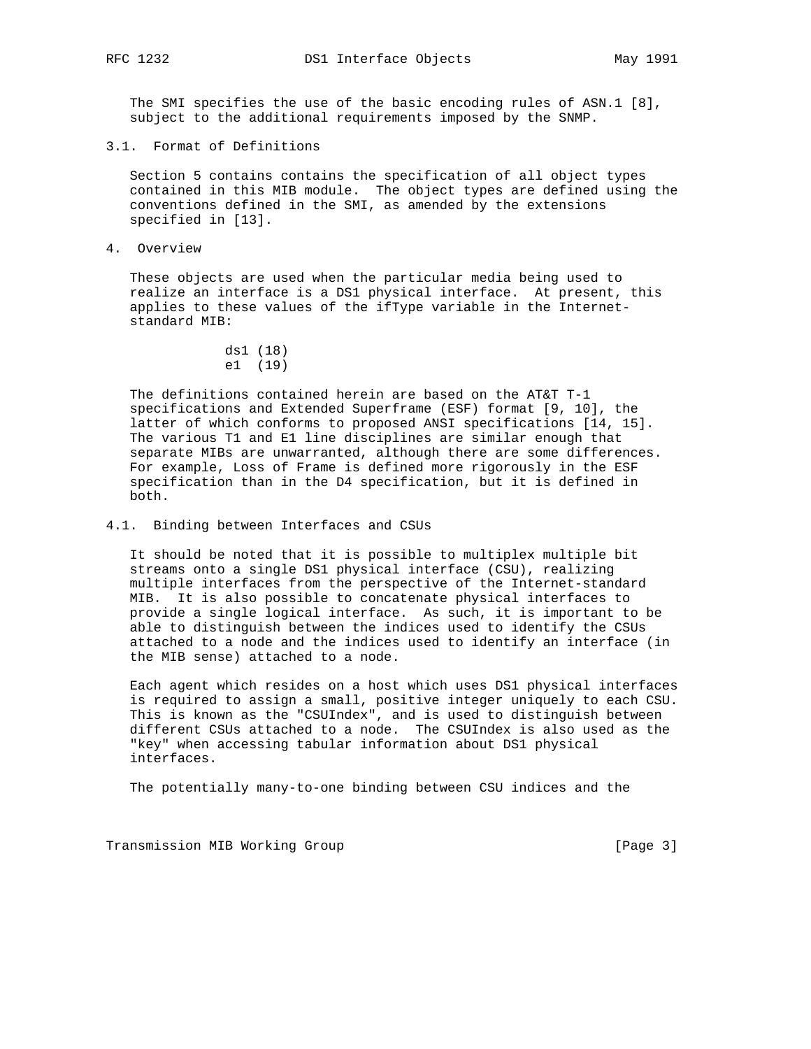The SMI specifies the use of the basic encoding rules of ASN.1 [8], subject to the additional requirements imposed by the SNMP.

### 3.1. Format of Definitions

Section 5 contains contains the specification of all object types contained in this MIB module. The object types are defined using the conventions defined in the SMI, as amended by the extensions specified in [13].

## 4. Overview

These objects are used when the particular media being used to realize an interface is a DS1 physical interface. At present, this applies to these values of the ifType variable in the Internet-standard MIB:

```
ds1 (18)
e1  (19)
```

The definitions contained herein are based on the AT&T T-1 specifications and Extended Superframe (ESF) format [9, 10], the latter of which conforms to proposed ANSI specifications [14, 15]. The various T1 and E1 line disciplines are similar enough that separate MIBs are unwarranted, although there are some differences. For example, Loss of Frame is defined more rigorously in the ESF specification than in the D4 specification, but it is defined in both.

### 4.1. Binding between Interfaces and CSUs

It should be noted that it is possible to multiplex multiple bit streams onto a single DS1 physical interface (CSU), realizing multiple interfaces from the perspective of the Internet-standard MIB. It is also possible to concatenate physical interfaces to provide a single logical interface. As such, it is important to be able to distinguish between the indices used to identify the CSUs attached to a node and the indices used to identify an interface (in the MIB sense) attached to a node.

Each agent which resides on a host which uses DS1 physical interfaces is required to assign a small, positive integer uniquely to each CSU. This is known as the "CSUIndex", and is used to distinguish between different CSUs attached to a node. The CSUIndex is also used as the "key" when accessing tabular information about DS1 physical interfaces.

The potentially many-to-one binding between CSU indices and the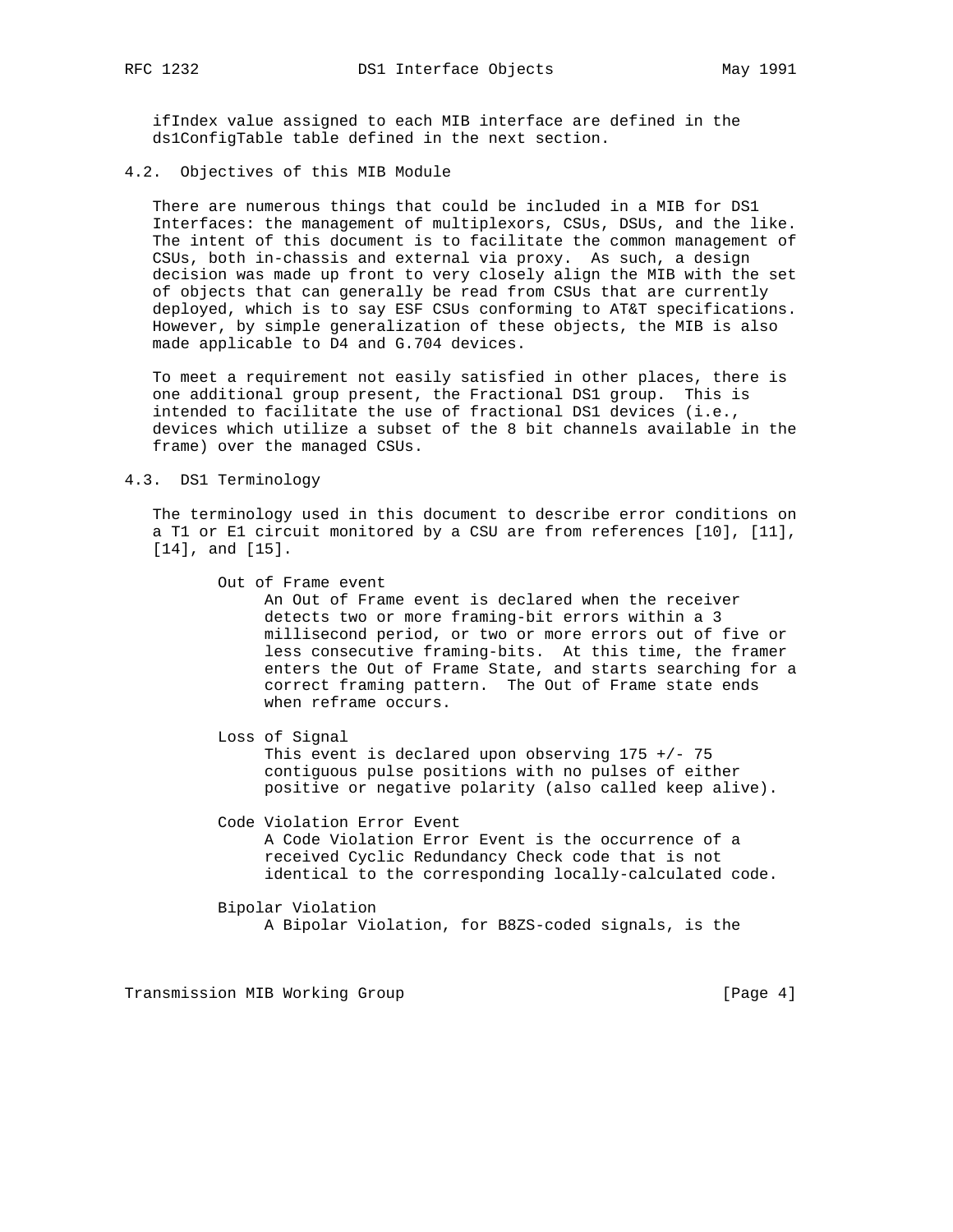ifIndex value assigned to each MIB interface are defined in the ds1ConfigTable table defined in the next section.

## 4.2. Objectives of this MIB Module

There are numerous things that could be included in a MIB for DS1 Interfaces: the management of multiplexors, CSUs, DSUs, and the like. The intent of this document is to facilitate the common management of CSUs, both in-chassis and external via proxy. As such, a design decision was made up front to very closely align the MIB with the set of objects that can generally be read from CSUs that are currently deployed, which is to say ESF CSUs conforming to AT&T specifications. However, by simple generalization of these objects, the MIB is also made applicable to D4 and G.704 devices.

To meet a requirement not easily satisfied in other places, there is one additional group present, the Fractional DS1 group. This is intended to facilitate the use of fractional DS1 devices (i.e., devices which utilize a subset of the 8 bit channels available in the frame) over the managed CSUs.

## 4.3. DS1 Terminology

The terminology used in this document to describe error conditions on a T1 or E1 circuit monitored by a CSU are from references [10], [11], [14], and [15].

Out of Frame event
: An Out of Frame event is declared when the receiver detects two or more framing-bit errors within a 3 millisecond period, or two or more errors out of five or less consecutive framing-bits. At this time, the framer enters the Out of Frame State, and starts searching for a correct framing pattern. The Out of Frame state ends when reframe occurs.

Loss of Signal
: This event is declared upon observing 175 +/- 75 contiguous pulse positions with no pulses of either positive or negative polarity (also called keep alive).

Code Violation Error Event
: A Code Violation Error Event is the occurrence of a received Cyclic Redundancy Check code that is not identical to the corresponding locally-calculated code.

Bipolar Violation
: A Bipolar Violation, for B8ZS-coded signals, is the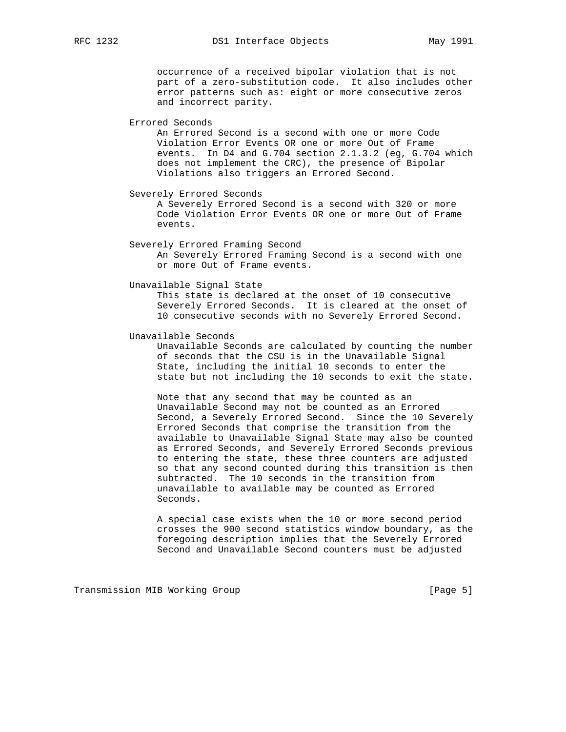occurrence of a received bipolar violation that is not part of a zero-substitution code. It also includes other error patterns such as: eight or more consecutive zeros and incorrect parity.

Errored Seconds

An Errored Second is a second with one or more Code Violation Error Events OR one or more Out of Frame events. In D4 and G.704 section 2.1.3.2 (eg, G.704 which does not implement the CRC), the presence of Bipolar Violations also triggers an Errored Second.

Severely Errored Seconds

A Severely Errored Second is a second with 320 or more Code Violation Error Events OR one or more Out of Frame events.

Severely Errored Framing Second

An Severely Errored Framing Second is a second with one or more Out of Frame events.

Unavailable Signal State

This state is declared at the onset of 10 consecutive Severely Errored Seconds. It is cleared at the onset of 10 consecutive seconds with no Severely Errored Second.

Unavailable Seconds

Unavailable Seconds are calculated by counting the number of seconds that the CSU is in the Unavailable Signal State, including the initial 10 seconds to enter the state but not including the 10 seconds to exit the state.

Note that any second that may be counted as an Unavailable Second may not be counted as an Errored Second, a Severely Errored Second. Since the 10 Severely Errored Seconds that comprise the transition from the available to Unavailable Signal State may also be counted as Errored Seconds, and Severely Errored Seconds previous to entering the state, these three counters are adjusted so that any second counted during this transition is then subtracted. The 10 seconds in the transition from unavailable to available may be counted as Errored Seconds.

A special case exists when the 10 or more second period crosses the 900 second statistics window boundary, as the foregoing description implies that the Severely Errored Second and Unavailable Second counters must be adjusted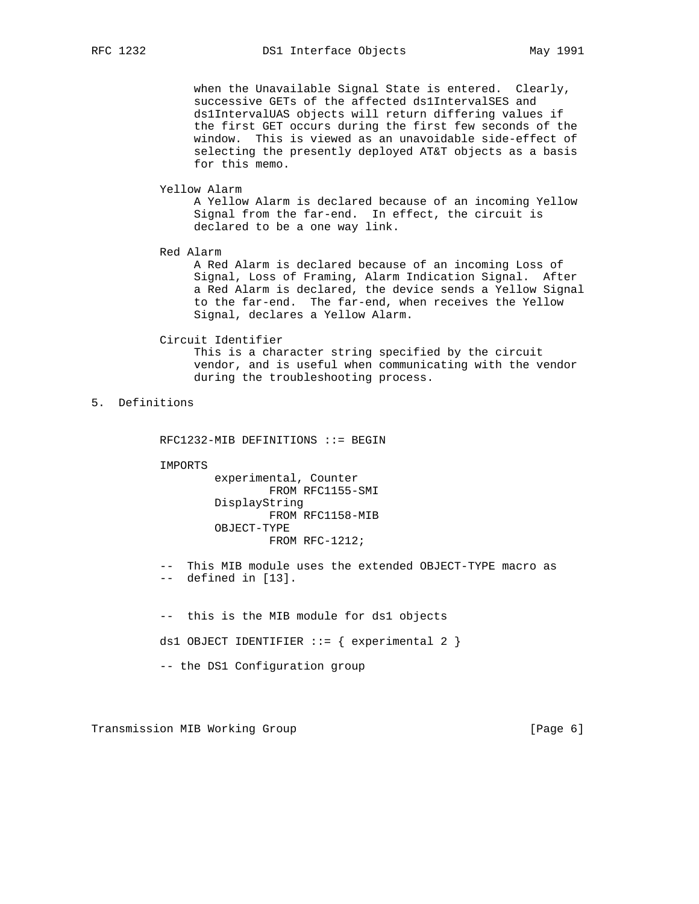when the Unavailable Signal State is entered. Clearly, successive GETs of the affected ds1IntervalSES and ds1IntervalUAS objects will return differing values if the first GET occurs during the first few seconds of the window. This is viewed as an unavoidable side-effect of selecting the presently deployed AT&T objects as a basis for this memo.

Yellow Alarm
A Yellow Alarm is declared because of an incoming Yellow Signal from the far-end. In effect, the circuit is declared to be a one way link.

Red Alarm
A Red Alarm is declared because of an incoming Loss of Signal, Loss of Framing, Alarm Indication Signal. After a Red Alarm is declared, the device sends a Yellow Signal to the far-end. The far-end, when receives the Yellow Signal, declares a Yellow Alarm.

Circuit Identifier
This is a character string specified by the circuit vendor, and is useful when communicating with the vendor during the troubleshooting process.

## 5. Definitions

```
RFC1232-MIB DEFINITIONS ::= BEGIN

IMPORTS
        experimental, Counter
                FROM RFC1155-SMI
        DisplayString
                FROM RFC1158-MIB
        OBJECT-TYPE
                FROM RFC-1212;

--  This MIB module uses the extended OBJECT-TYPE macro as
--  defined in [13].


--  this is the MIB module for ds1 objects

ds1 OBJECT IDENTIFIER ::= { experimental 2 }

-- the DS1 Configuration group
```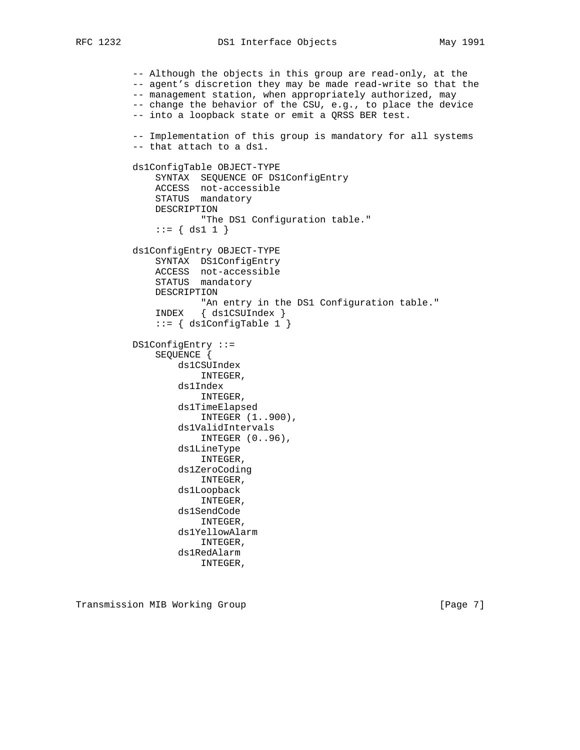```
-- Although the objects in this group are read-only, at the
-- agent's discretion they may be made read-write so that the
-- management station, when appropriately authorized, may
-- change the behavior of the CSU, e.g., to place the device
-- into a loopback state or emit a QRSS BER test.

-- Implementation of this group is mandatory for all systems
-- that attach to a ds1.

ds1ConfigTable OBJECT-TYPE
    SYNTAX  SEQUENCE OF DS1ConfigEntry
    ACCESS  not-accessible
    STATUS  mandatory
    DESCRIPTION
            "The DS1 Configuration table."
    ::= { ds1 1 }

ds1ConfigEntry OBJECT-TYPE
    SYNTAX  DS1ConfigEntry
    ACCESS  not-accessible
    STATUS  mandatory
    DESCRIPTION
            "An entry in the DS1 Configuration table."
    INDEX   { ds1CSUIndex }
    ::= { ds1ConfigTable 1 }

DS1ConfigEntry ::=
    SEQUENCE {
        ds1CSUIndex
            INTEGER,
        ds1Index
            INTEGER,
        ds1TimeElapsed
            INTEGER (1..900),
        ds1ValidIntervals
            INTEGER (0..96),
        ds1LineType
            INTEGER,
        ds1ZeroCoding
            INTEGER,
        ds1Loopback
            INTEGER,
        ds1SendCode
            INTEGER,
        ds1YellowAlarm
            INTEGER,
        ds1RedAlarm
            INTEGER,
```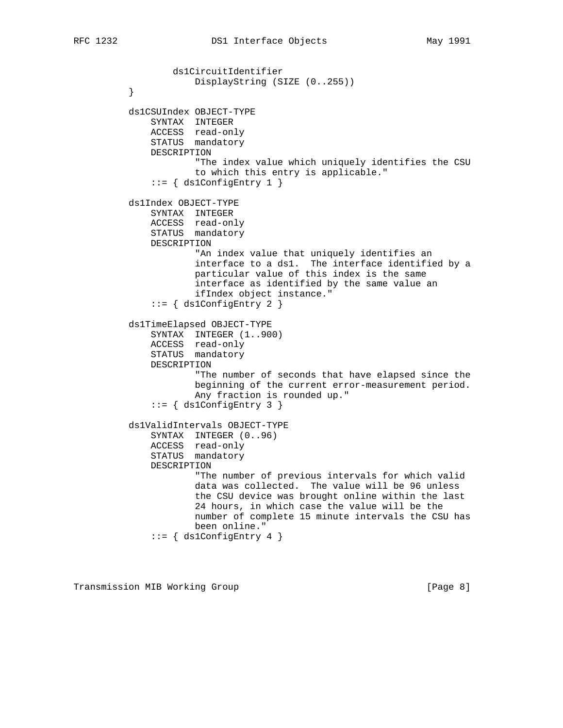```
             ds1CircuitIdentifier
                 DisplayString (SIZE (0..255))
         }

         ds1CSUIndex OBJECT-TYPE
             SYNTAX  INTEGER
             ACCESS  read-only
             STATUS  mandatory
             DESCRIPTION
                     "The index value which uniquely identifies the CSU
                     to which this entry is applicable."
             ::= { ds1ConfigEntry 1 }

         ds1Index OBJECT-TYPE
             SYNTAX  INTEGER
             ACCESS  read-only
             STATUS  mandatory
             DESCRIPTION
                     "An index value that uniquely identifies an
                     interface to a ds1.  The interface identified by a
                     particular value of this index is the same
                     interface as identified by the same value an
                     ifIndex object instance."
             ::= { ds1ConfigEntry 2 }

         ds1TimeElapsed OBJECT-TYPE
             SYNTAX  INTEGER (1..900)
             ACCESS  read-only
             STATUS  mandatory
             DESCRIPTION
                     "The number of seconds that have elapsed since the
                     beginning of the current error-measurement period.
                     Any fraction is rounded up."
             ::= { ds1ConfigEntry 3 }

         ds1ValidIntervals OBJECT-TYPE
             SYNTAX  INTEGER (0..96)
             ACCESS  read-only
             STATUS  mandatory
             DESCRIPTION
                     "The number of previous intervals for which valid
                     data was collected.  The value will be 96 unless
                     the CSU device was brought online within the last
                     24 hours, in which case the value will be the
                     number of complete 15 minute intervals the CSU has
                     been online."
             ::= { ds1ConfigEntry 4 }
```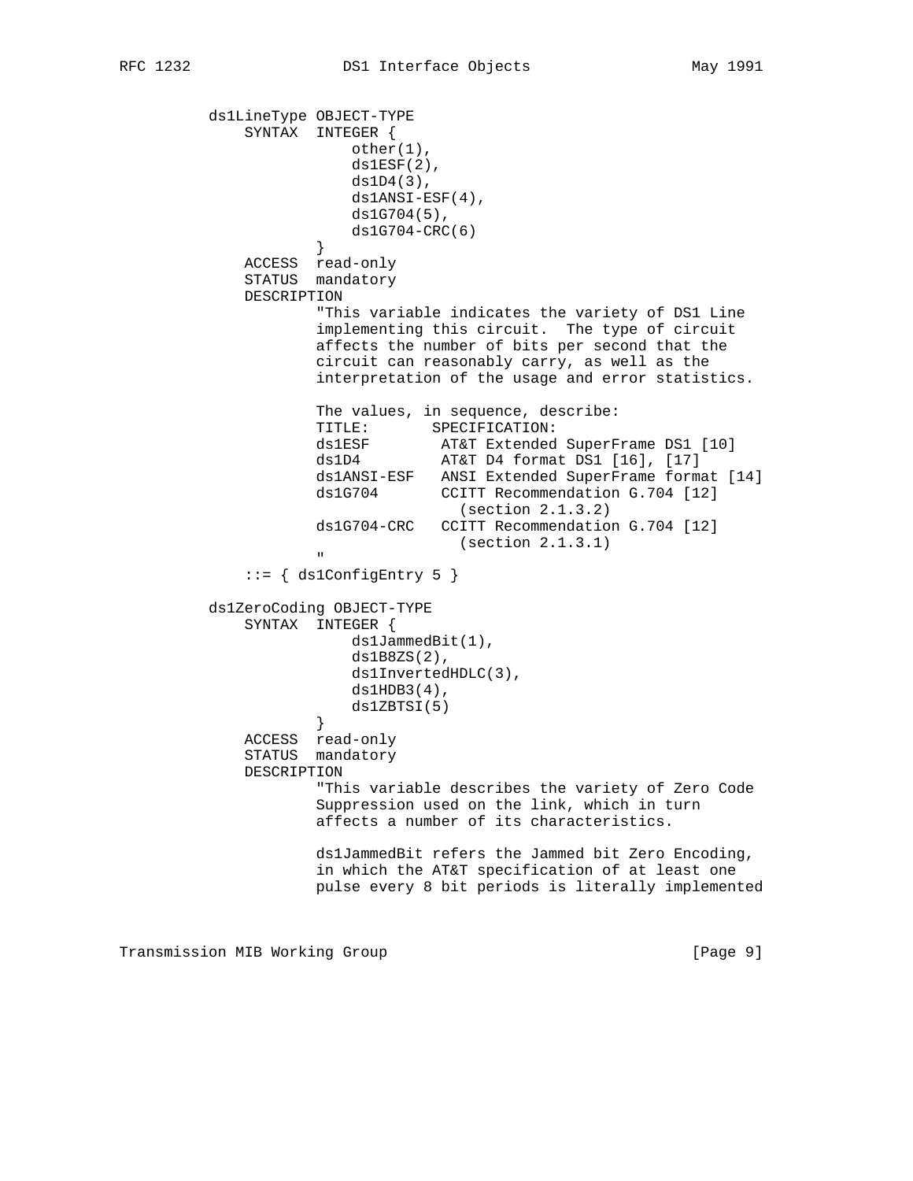```
ds1LineType OBJECT-TYPE
    SYNTAX  INTEGER {
                other(1),
                ds1ESF(2),
                ds1D4(3),
                ds1ANSI-ESF(4),
                ds1G704(5),
                ds1G704-CRC(6)
            }
    ACCESS  read-only
    STATUS  mandatory
    DESCRIPTION
            "This variable indicates the variety of DS1 Line
            implementing this circuit.  The type of circuit
            affects the number of bits per second that the
            circuit can reasonably carry, as well as the
            interpretation of the usage and error statistics.

            The values, in sequence, describe:
            TITLE:       SPECIFICATION:
            ds1ESF        AT&T Extended SuperFrame DS1 [10]
            ds1D4         AT&T D4 format DS1 [16], [17]
            ds1ANSI-ESF   ANSI Extended SuperFrame format [14]
            ds1G704       CCITT Recommendation G.704 [12]
                            (section 2.1.3.2)
            ds1G704-CRC   CCITT Recommendation G.704 [12]
                            (section 2.1.3.1)
            "
    ::= { ds1ConfigEntry 5 }

ds1ZeroCoding OBJECT-TYPE
    SYNTAX  INTEGER {
                ds1JammedBit(1),
                ds1B8ZS(2),
                ds1InvertedHDLC(3),
                ds1HDB3(4),
                ds1ZBTSI(5)
            }
    ACCESS  read-only
    STATUS  mandatory
    DESCRIPTION
            "This variable describes the variety of Zero Code
            Suppression used on the link, which in turn
            affects a number of its characteristics.

            ds1JammedBit refers the Jammed bit Zero Encoding,
            in which the AT&T specification of at least one
            pulse every 8 bit periods is literally implemented
```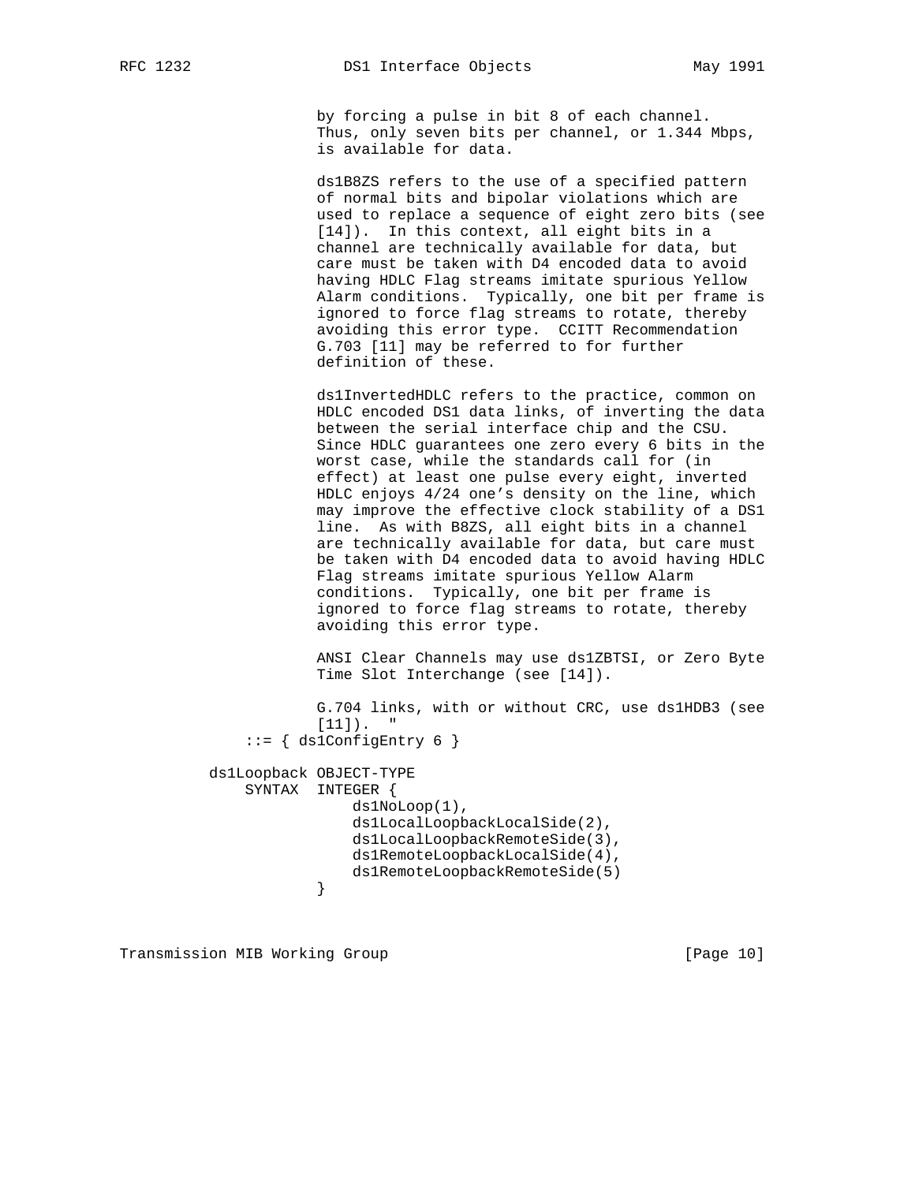```
                  by forcing a pulse in bit 8 of each channel.
                  Thus, only seven bits per channel, or 1.344 Mbps,
                  is available for data.

                  ds1B8ZS refers to the use of a specified pattern
                  of normal bits and bipolar violations which are
                  used to replace a sequence of eight zero bits (see
                  [14]).  In this context, all eight bits in a
                  channel are technically available for data, but
                  care must be taken with D4 encoded data to avoid
                  having HDLC Flag streams imitate spurious Yellow
                  Alarm conditions.  Typically, one bit per frame is
                  ignored to force flag streams to rotate, thereby
                  avoiding this error type.  CCITT Recommendation
                  G.703 [11] may be referred to for further
                  definition of these.

                  ds1InvertedHDLC refers to the practice, common on
                  HDLC encoded DS1 data links, of inverting the data
                  between the serial interface chip and the CSU.
                  Since HDLC guarantees one zero every 6 bits in the
                  worst case, while the standards call for (in
                  effect) at least one pulse every eight, inverted
                  HDLC enjoys 4/24 one's density on the line, which
                  may improve the effective clock stability of a DS1
                  line.  As with B8ZS, all eight bits in a channel
                  are technically available for data, but care must
                  be taken with D4 encoded data to avoid having HDLC
                  Flag streams imitate spurious Yellow Alarm
                  conditions.  Typically, one bit per frame is
                  ignored to force flag streams to rotate, thereby
                  avoiding this error type.

                  ANSI Clear Channels may use ds1ZBTSI, or Zero Byte
                  Time Slot Interchange (see [14]).

                  G.704 links, with or without CRC, use ds1HDB3 (see
                  [11]).  "
          ::= { ds1ConfigEntry 6 }

      ds1Loopback OBJECT-TYPE
          SYNTAX  INTEGER {
                      ds1NoLoop(1),
                      ds1LocalLoopbackLocalSide(2),
                      ds1LocalLoopbackRemoteSide(3),
                      ds1RemoteLoopbackLocalSide(4),
                      ds1RemoteLoopbackRemoteSide(5)
                  }
```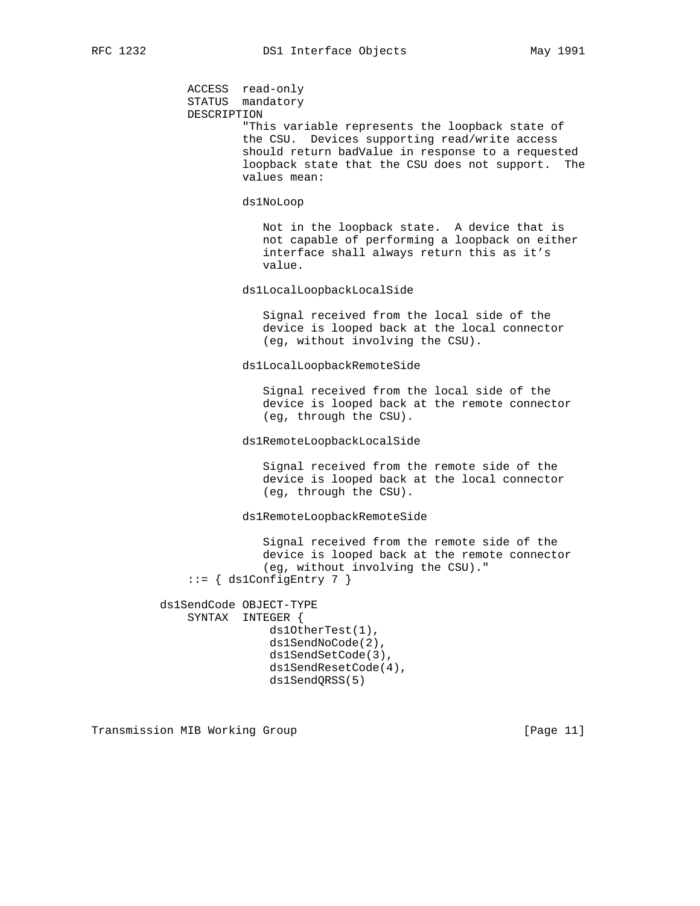```
               ACCESS  read-only
               STATUS  mandatory
               DESCRIPTION
                       "This variable represents the loopback state of
                       the CSU.  Devices supporting read/write access
                       should return badValue in response to a requested
                       loopback state that the CSU does not support.  The
                       values mean:

                       ds1NoLoop

                          Not in the loopback state.  A device that is
                          not capable of performing a loopback on either
                          interface shall always return this as it's
                          value.

                       ds1LocalLoopbackLocalSide

                          Signal received from the local side of the
                          device is looped back at the local connector
                          (eg, without involving the CSU).

                       ds1LocalLoopbackRemoteSide

                          Signal received from the local side of the
                          device is looped back at the remote connector
                          (eg, through the CSU).

                       ds1RemoteLoopbackLocalSide

                          Signal received from the remote side of the
                          device is looped back at the local connector
                          (eg, through the CSU).

                       ds1RemoteLoopbackRemoteSide

                          Signal received from the remote side of the
                          device is looped back at the remote connector
                          (eg, without involving the CSU)."
               ::= { ds1ConfigEntry 7 }

           ds1SendCode OBJECT-TYPE
               SYNTAX  INTEGER {
                          ds1OtherTest(1),
                          ds1SendNoCode(2),
                          ds1SendSetCode(3),
                          ds1SendResetCode(4),
                          ds1SendQRSS(5)
```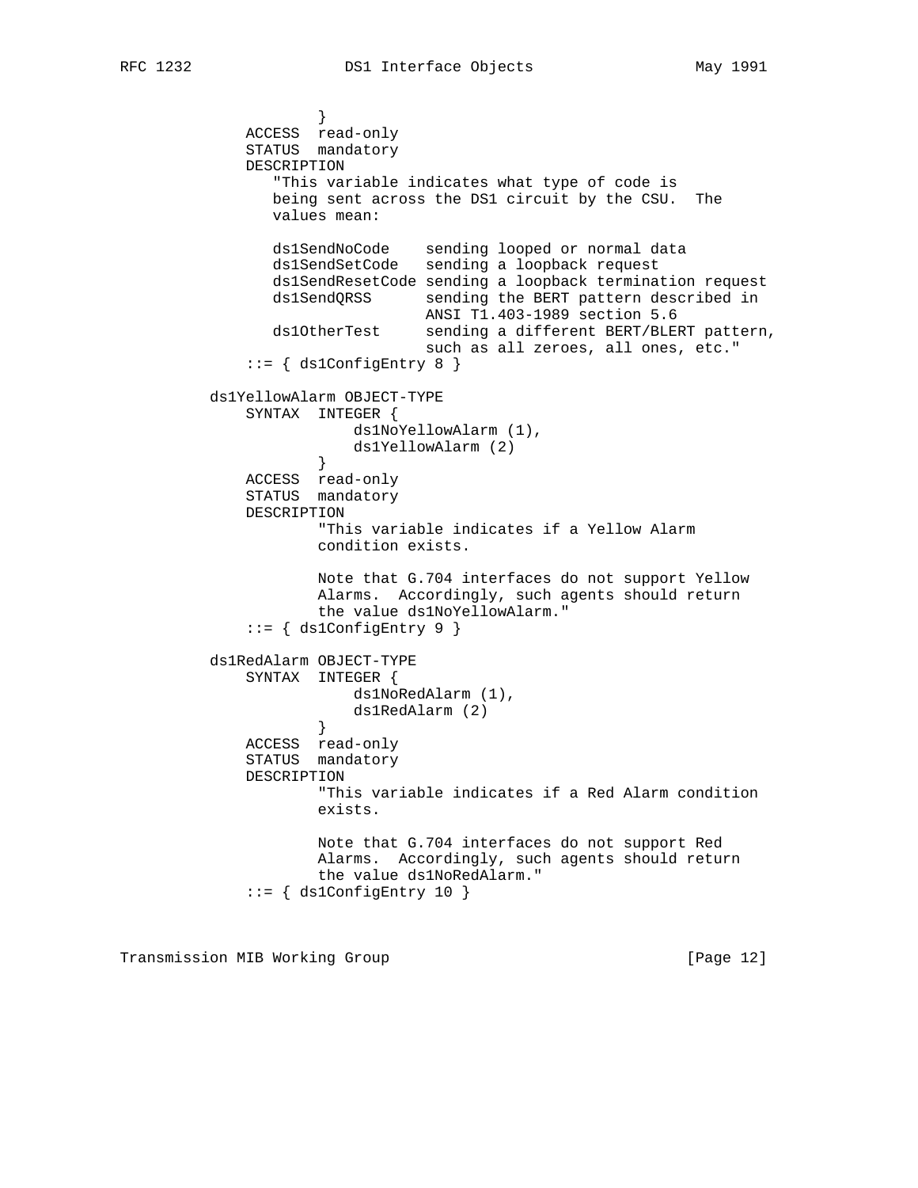```
                }
            ACCESS  read-only
            STATUS  mandatory
            DESCRIPTION
               "This variable indicates what type of code is
               being sent across the DS1 circuit by the CSU.  The
               values mean:

               ds1SendNoCode    sending looped or normal data
               ds1SendSetCode   sending a loopback request
               ds1SendResetCode sending a loopback termination request
               ds1SendQRSS      sending the BERT pattern described in
                                ANSI T1.403-1989 section 5.6
               ds1OtherTest     sending a different BERT/BLERT pattern,
                                such as all zeroes, all ones, etc."
            ::= { ds1ConfigEntry 8 }

        ds1YellowAlarm OBJECT-TYPE
            SYNTAX  INTEGER {
                      ds1NoYellowAlarm (1),
                      ds1YellowAlarm (2)
                    }
            ACCESS  read-only
            STATUS  mandatory
            DESCRIPTION
                    "This variable indicates if a Yellow Alarm
                    condition exists.

                    Note that G.704 interfaces do not support Yellow
                    Alarms.  Accordingly, such agents should return
                    the value ds1NoYellowAlarm."
            ::= { ds1ConfigEntry 9 }

        ds1RedAlarm OBJECT-TYPE
            SYNTAX  INTEGER {
                      ds1NoRedAlarm (1),
                      ds1RedAlarm (2)
                    }
            ACCESS  read-only
            STATUS  mandatory
            DESCRIPTION
                    "This variable indicates if a Red Alarm condition
                    exists.

                    Note that G.704 interfaces do not support Red
                    Alarms.  Accordingly, such agents should return
                    the value ds1NoRedAlarm."
            ::= { ds1ConfigEntry 10 }
```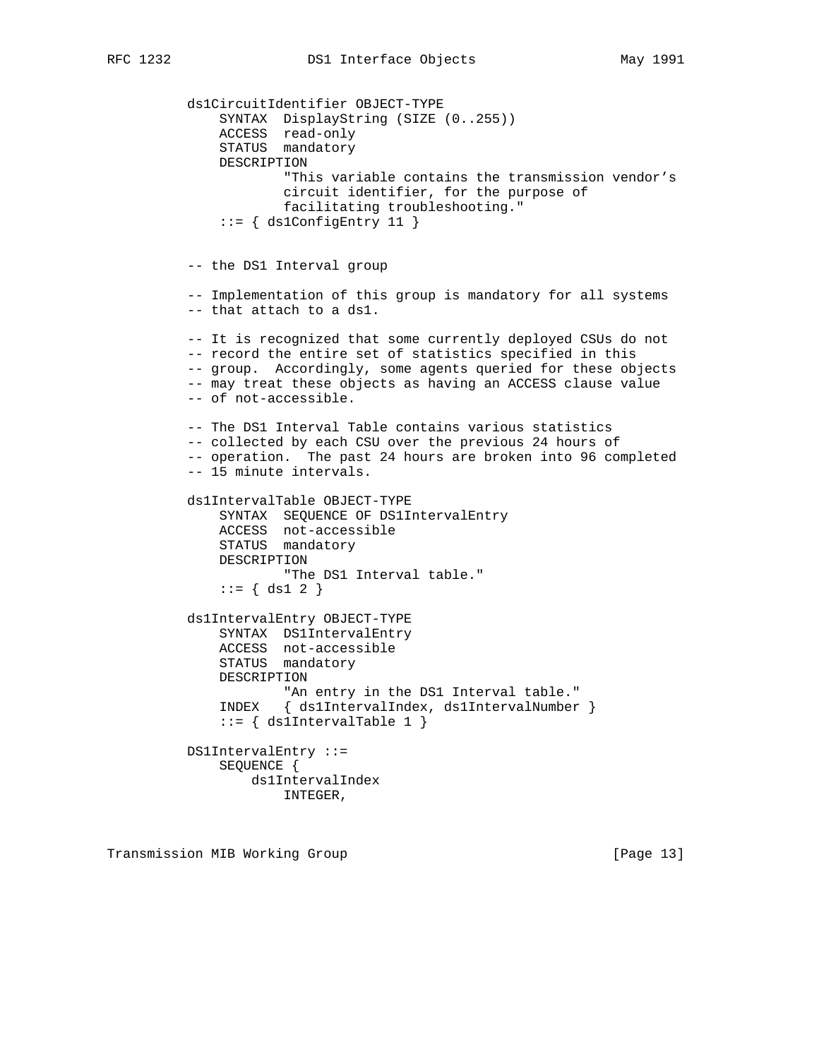```
          ds1CircuitIdentifier OBJECT-TYPE
              SYNTAX  DisplayString (SIZE (0..255))
              ACCESS  read-only
              STATUS  mandatory
              DESCRIPTION
                      "This variable contains the transmission vendor's
                      circuit identifier, for the purpose of
                      facilitating troubleshooting."
              ::= { ds1ConfigEntry 11 }


          -- the DS1 Interval group

          -- Implementation of this group is mandatory for all systems
          -- that attach to a ds1.

          -- It is recognized that some currently deployed CSUs do not
          -- record the entire set of statistics specified in this
          -- group.  Accordingly, some agents queried for these objects
          -- may treat these objects as having an ACCESS clause value
          -- of not-accessible.

          -- The DS1 Interval Table contains various statistics
          -- collected by each CSU over the previous 24 hours of
          -- operation.  The past 24 hours are broken into 96 completed
          -- 15 minute intervals.

          ds1IntervalTable OBJECT-TYPE
              SYNTAX  SEQUENCE OF DS1IntervalEntry
              ACCESS  not-accessible
              STATUS  mandatory
              DESCRIPTION
                      "The DS1 Interval table."
              ::= { ds1 2 }

          ds1IntervalEntry OBJECT-TYPE
              SYNTAX  DS1IntervalEntry
              ACCESS  not-accessible
              STATUS  mandatory
              DESCRIPTION
                      "An entry in the DS1 Interval table."
              INDEX   { ds1IntervalIndex, ds1IntervalNumber }
              ::= { ds1IntervalTable 1 }

          DS1IntervalEntry ::=
              SEQUENCE {
                  ds1IntervalIndex
                      INTEGER,
```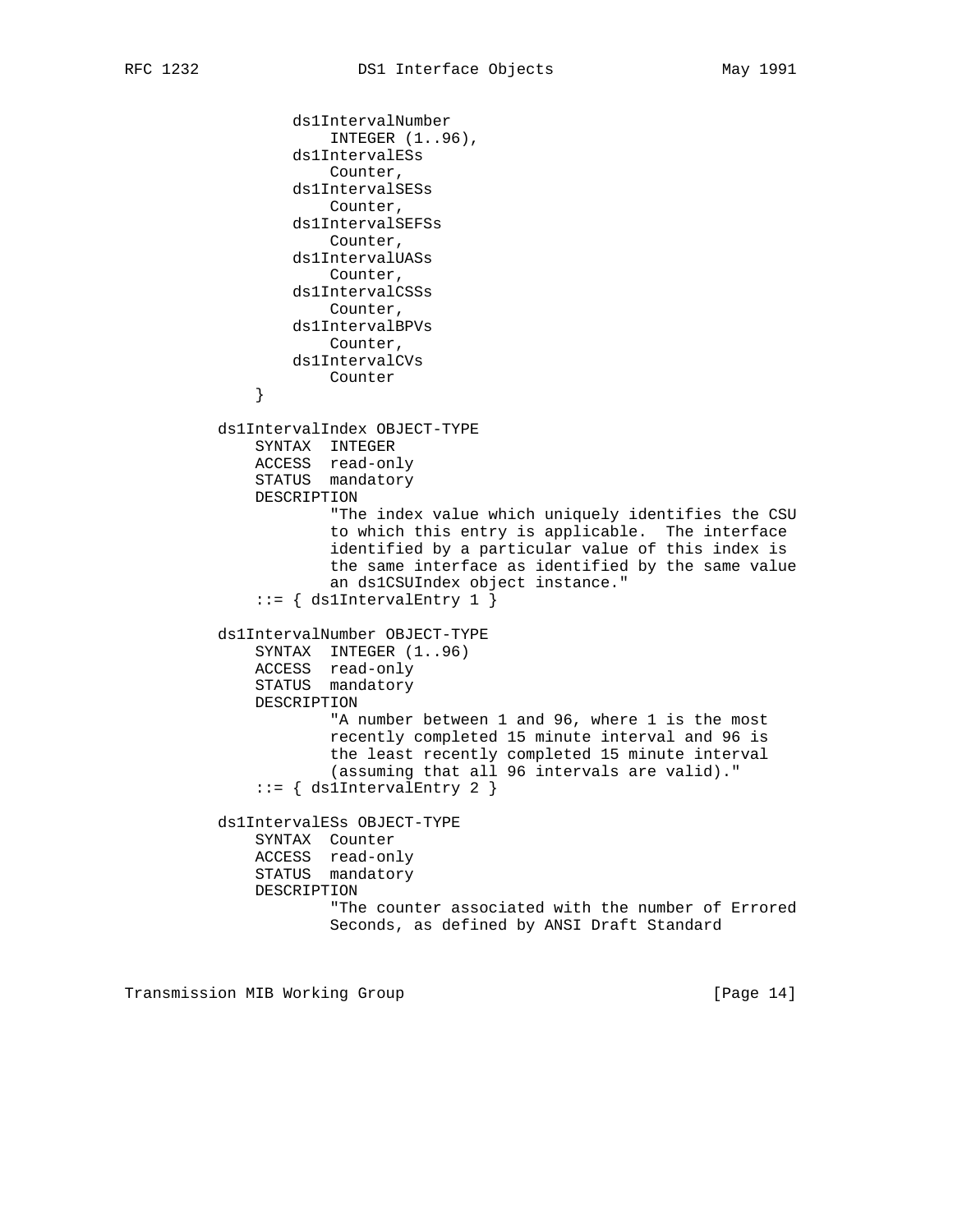```
                ds1IntervalNumber
                    INTEGER (1..96),
                ds1IntervalESs
                    Counter,
                ds1IntervalSESs
                    Counter,
                ds1IntervalSEFSs
                    Counter,
                ds1IntervalUASs
                    Counter,
                ds1IntervalCSSs
                    Counter,
                ds1IntervalBPVs
                    Counter,
                ds1IntervalCVs
                    Counter
            }

        ds1IntervalIndex OBJECT-TYPE
            SYNTAX  INTEGER
            ACCESS  read-only
            STATUS  mandatory
            DESCRIPTION
                    "The index value which uniquely identifies the CSU
                    to which this entry is applicable.  The interface
                    identified by a particular value of this index is
                    the same interface as identified by the same value
                    an ds1CSUIndex object instance."
            ::= { ds1IntervalEntry 1 }

        ds1IntervalNumber OBJECT-TYPE
            SYNTAX  INTEGER (1..96)
            ACCESS  read-only
            STATUS  mandatory
            DESCRIPTION
                    "A number between 1 and 96, where 1 is the most
                    recently completed 15 minute interval and 96 is
                    the least recently completed 15 minute interval
                    (assuming that all 96 intervals are valid)."
            ::= { ds1IntervalEntry 2 }

        ds1IntervalESs OBJECT-TYPE
            SYNTAX  Counter
            ACCESS  read-only
            STATUS  mandatory
            DESCRIPTION
                    "The counter associated with the number of Errored
                    Seconds, as defined by ANSI Draft Standard
```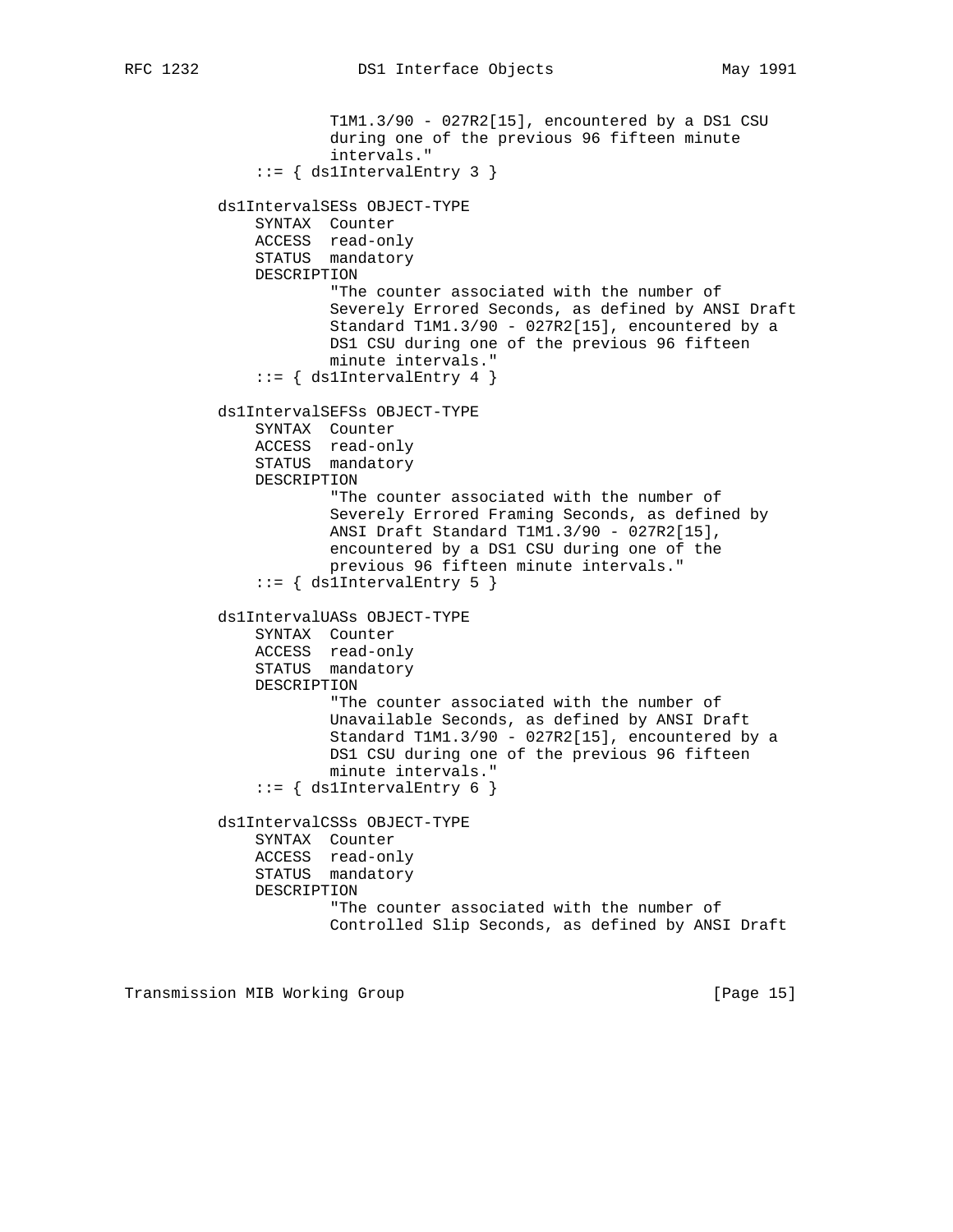```
                  T1M1.3/90 - 027R2[15], encountered by a DS1 CSU
                  during one of the previous 96 fifteen minute
                  intervals."
          ::= { ds1IntervalEntry 3 }

      ds1IntervalSESs OBJECT-TYPE
          SYNTAX  Counter
          ACCESS  read-only
          STATUS  mandatory
          DESCRIPTION
                  "The counter associated with the number of
                  Severely Errored Seconds, as defined by ANSI Draft
                  Standard T1M1.3/90 - 027R2[15], encountered by a
                  DS1 CSU during one of the previous 96 fifteen
                  minute intervals."
          ::= { ds1IntervalEntry 4 }

      ds1IntervalSEFSs OBJECT-TYPE
          SYNTAX  Counter
          ACCESS  read-only
          STATUS  mandatory
          DESCRIPTION
                  "The counter associated with the number of
                  Severely Errored Framing Seconds, as defined by
                  ANSI Draft Standard T1M1.3/90 - 027R2[15],
                  encountered by a DS1 CSU during one of the
                  previous 96 fifteen minute intervals."
          ::= { ds1IntervalEntry 5 }

      ds1IntervalUASs OBJECT-TYPE
          SYNTAX  Counter
          ACCESS  read-only
          STATUS  mandatory
          DESCRIPTION
                  "The counter associated with the number of
                  Unavailable Seconds, as defined by ANSI Draft
                  Standard T1M1.3/90 - 027R2[15], encountered by a
                  DS1 CSU during one of the previous 96 fifteen
                  minute intervals."
          ::= { ds1IntervalEntry 6 }

      ds1IntervalCSSs OBJECT-TYPE
          SYNTAX  Counter
          ACCESS  read-only
          STATUS  mandatory
          DESCRIPTION
                  "The counter associated with the number of
                  Controlled Slip Seconds, as defined by ANSI Draft
```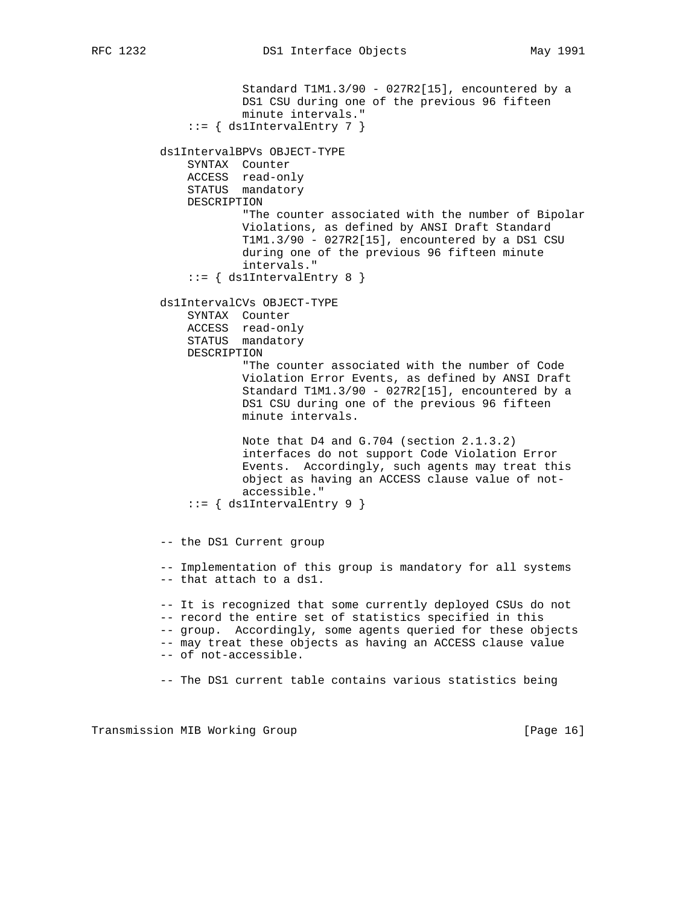```
                 Standard T1M1.3/90 - 027R2[15], encountered by a
                 DS1 CSU during one of the previous 96 fifteen
                 minute intervals."
         ::= { ds1IntervalEntry 7 }

     ds1IntervalBPVs OBJECT-TYPE
         SYNTAX  Counter
         ACCESS  read-only
         STATUS  mandatory
         DESCRIPTION
                 "The counter associated with the number of Bipolar
                 Violations, as defined by ANSI Draft Standard
                 T1M1.3/90 - 027R2[15], encountered by a DS1 CSU
                 during one of the previous 96 fifteen minute
                 intervals."
         ::= { ds1IntervalEntry 8 }

     ds1IntervalCVs OBJECT-TYPE
         SYNTAX  Counter
         ACCESS  read-only
         STATUS  mandatory
         DESCRIPTION
                 "The counter associated with the number of Code
                 Violation Error Events, as defined by ANSI Draft
                 Standard T1M1.3/90 - 027R2[15], encountered by a
                 DS1 CSU during one of the previous 96 fifteen
                 minute intervals.

                 Note that D4 and G.704 (section 2.1.3.2)
                 interfaces do not support Code Violation Error
                 Events.  Accordingly, such agents may treat this
                 object as having an ACCESS clause value of not-
                 accessible."
         ::= { ds1IntervalEntry 9 }


     -- the DS1 Current group

     -- Implementation of this group is mandatory for all systems
     -- that attach to a ds1.

     -- It is recognized that some currently deployed CSUs do not
     -- record the entire set of statistics specified in this
     -- group.  Accordingly, some agents queried for these objects
     -- may treat these objects as having an ACCESS clause value
     -- of not-accessible.

     -- The DS1 current table contains various statistics being
```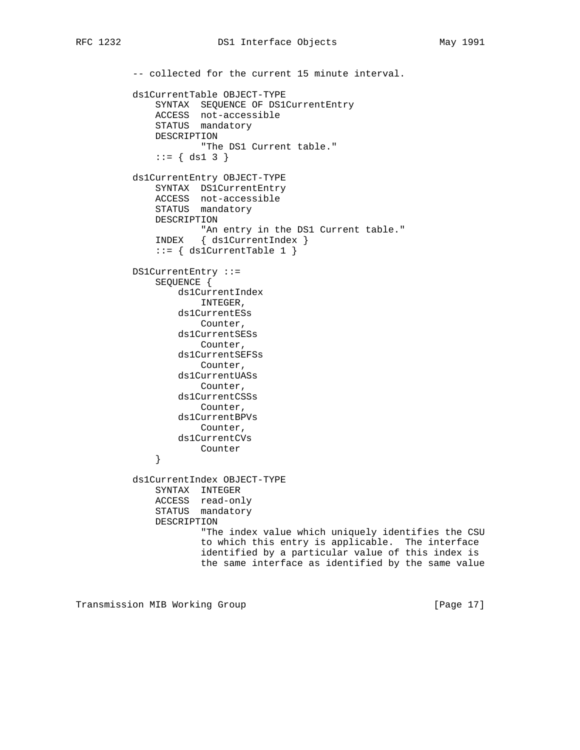```
          -- collected for the current 15 minute interval.

          ds1CurrentTable OBJECT-TYPE
              SYNTAX  SEQUENCE OF DS1CurrentEntry
              ACCESS  not-accessible
              STATUS  mandatory
              DESCRIPTION
                      "The DS1 Current table."
              ::= { ds1 3 }

          ds1CurrentEntry OBJECT-TYPE
              SYNTAX  DS1CurrentEntry
              ACCESS  not-accessible
              STATUS  mandatory
              DESCRIPTION
                      "An entry in the DS1 Current table."
              INDEX   { ds1CurrentIndex }
              ::= { ds1CurrentTable 1 }

          DS1CurrentEntry ::=
              SEQUENCE {
                  ds1CurrentIndex
                      INTEGER,
                  ds1CurrentESs
                      Counter,
                  ds1CurrentSESs
                      Counter,
                  ds1CurrentSEFSs
                      Counter,
                  ds1CurrentUASs
                      Counter,
                  ds1CurrentCSSs
                      Counter,
                  ds1CurrentBPVs
                      Counter,
                  ds1CurrentCVs
                      Counter
              }

          ds1CurrentIndex OBJECT-TYPE
              SYNTAX  INTEGER
              ACCESS  read-only
              STATUS  mandatory
              DESCRIPTION
                      "The index value which uniquely identifies the CSU
                      to which this entry is applicable.  The interface
                      identified by a particular value of this index is
                      the same interface as identified by the same value
```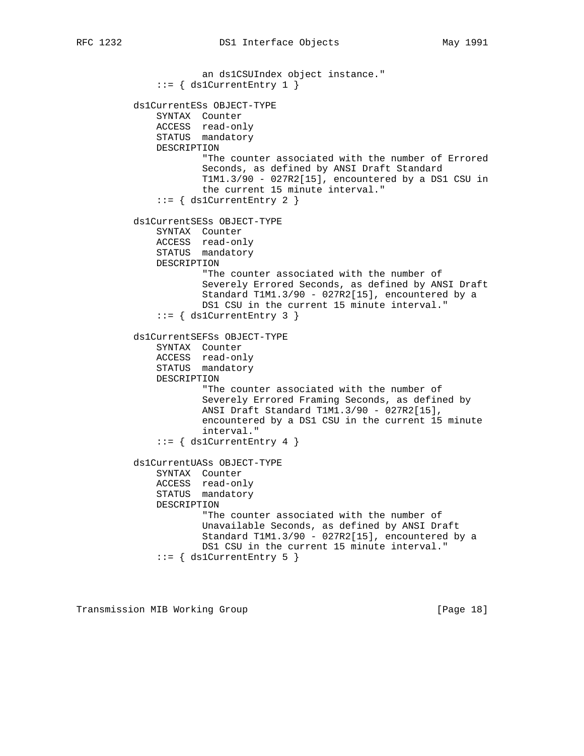```
                   an ds1CSUIndex object instance."
           ::= { ds1CurrentEntry 1 }

       ds1CurrentESs OBJECT-TYPE
           SYNTAX  Counter
           ACCESS  read-only
           STATUS  mandatory
           DESCRIPTION
                   "The counter associated with the number of Errored
                   Seconds, as defined by ANSI Draft Standard
                   T1M1.3/90 - 027R2[15], encountered by a DS1 CSU in
                   the current 15 minute interval."
           ::= { ds1CurrentEntry 2 }

       ds1CurrentSESs OBJECT-TYPE
           SYNTAX  Counter
           ACCESS  read-only
           STATUS  mandatory
           DESCRIPTION
                   "The counter associated with the number of
                   Severely Errored Seconds, as defined by ANSI Draft
                   Standard T1M1.3/90 - 027R2[15], encountered by a
                   DS1 CSU in the current 15 minute interval."
           ::= { ds1CurrentEntry 3 }

       ds1CurrentSEFSs OBJECT-TYPE
           SYNTAX  Counter
           ACCESS  read-only
           STATUS  mandatory
           DESCRIPTION
                   "The counter associated with the number of
                   Severely Errored Framing Seconds, as defined by
                   ANSI Draft Standard T1M1.3/90 - 027R2[15],
                   encountered by a DS1 CSU in the current 15 minute
                   interval."
           ::= { ds1CurrentEntry 4 }

       ds1CurrentUASs OBJECT-TYPE
           SYNTAX  Counter
           ACCESS  read-only
           STATUS  mandatory
           DESCRIPTION
                   "The counter associated with the number of
                   Unavailable Seconds, as defined by ANSI Draft
                   Standard T1M1.3/90 - 027R2[15], encountered by a
                   DS1 CSU in the current 15 minute interval."
           ::= { ds1CurrentEntry 5 }
```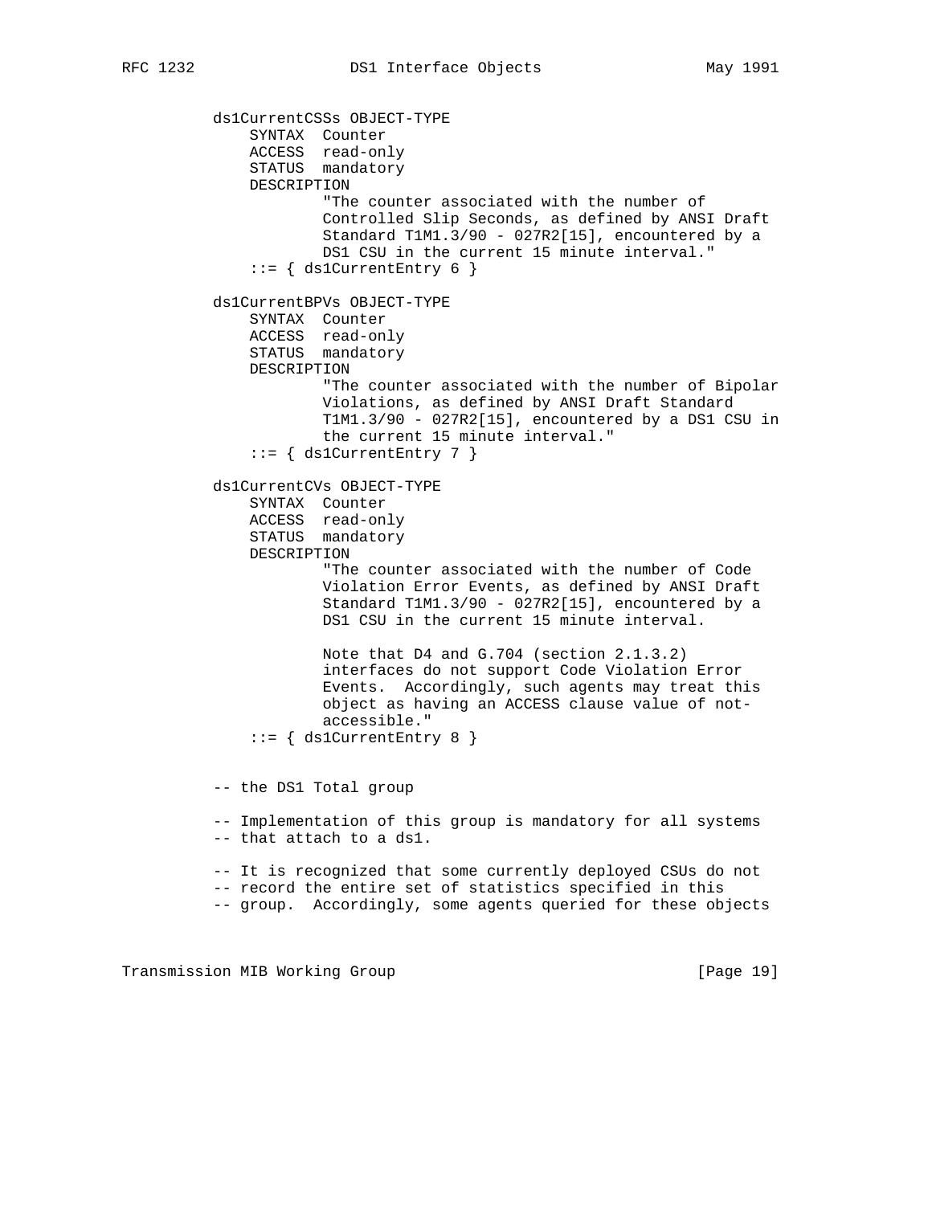```
          ds1CurrentCSSs OBJECT-TYPE
              SYNTAX  Counter
              ACCESS  read-only
              STATUS  mandatory
              DESCRIPTION
                      "The counter associated with the number of
                      Controlled Slip Seconds, as defined by ANSI Draft
                      Standard T1M1.3/90 - 027R2[15], encountered by a
                      DS1 CSU in the current 15 minute interval."
              ::= { ds1CurrentEntry 6 }

          ds1CurrentBPVs OBJECT-TYPE
              SYNTAX  Counter
              ACCESS  read-only
              STATUS  mandatory
              DESCRIPTION
                      "The counter associated with the number of Bipolar
                      Violations, as defined by ANSI Draft Standard
                      T1M1.3/90 - 027R2[15], encountered by a DS1 CSU in
                      the current 15 minute interval."
              ::= { ds1CurrentEntry 7 }

          ds1CurrentCVs OBJECT-TYPE
              SYNTAX  Counter
              ACCESS  read-only
              STATUS  mandatory
              DESCRIPTION
                      "The counter associated with the number of Code
                      Violation Error Events, as defined by ANSI Draft
                      Standard T1M1.3/90 - 027R2[15], encountered by a
                      DS1 CSU in the current 15 minute interval.

                      Note that D4 and G.704 (section 2.1.3.2)
                      interfaces do not support Code Violation Error
                      Events.  Accordingly, such agents may treat this
                      object as having an ACCESS clause value of not-
                      accessible."
              ::= { ds1CurrentEntry 8 }


          -- the DS1 Total group

          -- Implementation of this group is mandatory for all systems
          -- that attach to a ds1.

          -- It is recognized that some currently deployed CSUs do not
          -- record the entire set of statistics specified in this
          -- group.  Accordingly, some agents queried for these objects
```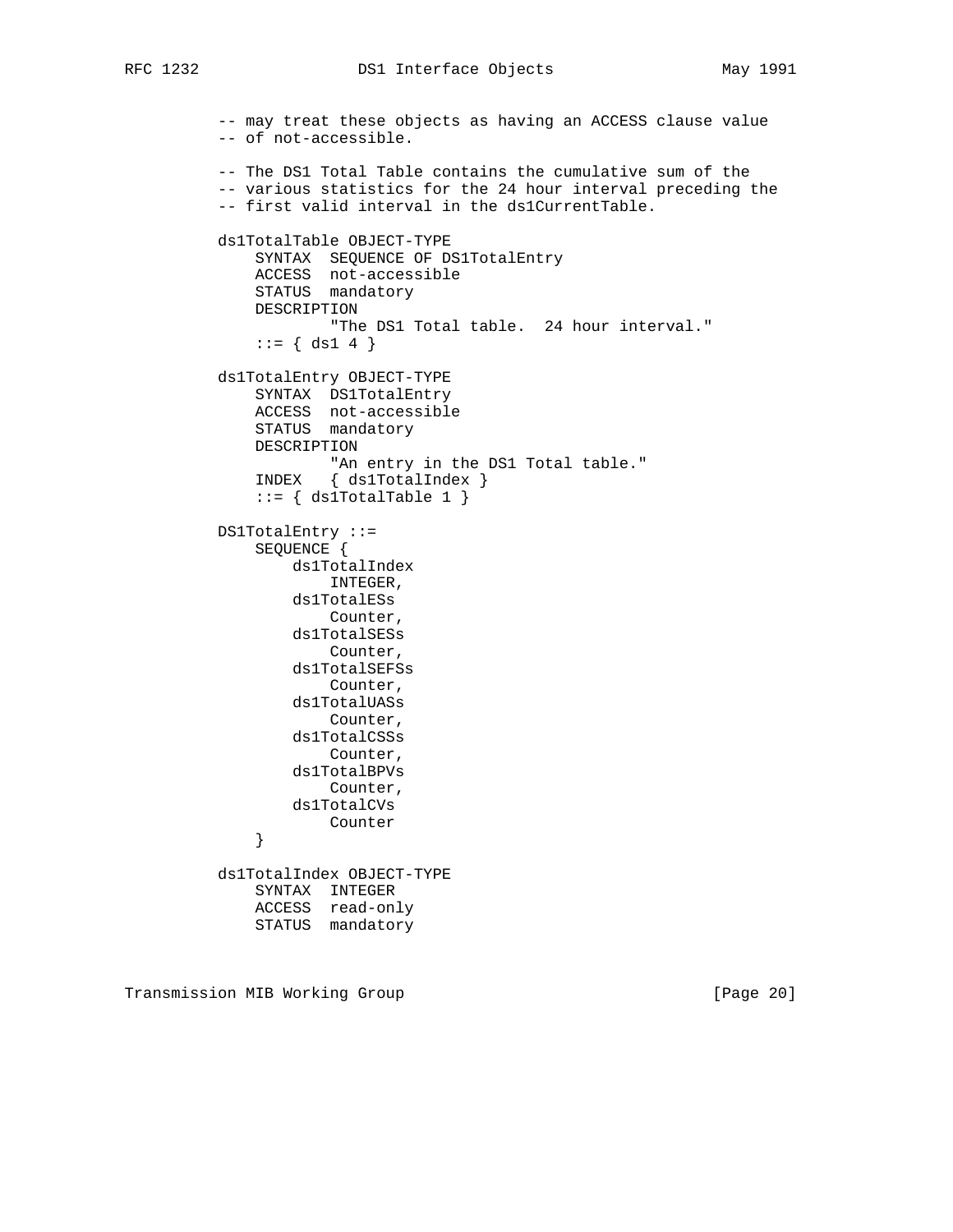```
-- may treat these objects as having an ACCESS clause value
-- of not-accessible.

-- The DS1 Total Table contains the cumulative sum of the
-- various statistics for the 24 hour interval preceding the
-- first valid interval in the ds1CurrentTable.

ds1TotalTable OBJECT-TYPE
    SYNTAX  SEQUENCE OF DS1TotalEntry
    ACCESS  not-accessible
    STATUS  mandatory
    DESCRIPTION
            "The DS1 Total table.  24 hour interval."
    ::= { ds1 4 }

ds1TotalEntry OBJECT-TYPE
    SYNTAX  DS1TotalEntry
    ACCESS  not-accessible
    STATUS  mandatory
    DESCRIPTION
            "An entry in the DS1 Total table."
    INDEX   { ds1TotalIndex }
    ::= { ds1TotalTable 1 }

DS1TotalEntry ::=
    SEQUENCE {
        ds1TotalIndex
            INTEGER,
        ds1TotalESs
            Counter,
        ds1TotalSESs
            Counter,
        ds1TotalSEFSs
            Counter,
        ds1TotalUASs
            Counter,
        ds1TotalCSSs
            Counter,
        ds1TotalBPVs
            Counter,
        ds1TotalCVs
            Counter
    }

ds1TotalIndex OBJECT-TYPE
    SYNTAX  INTEGER
    ACCESS  read-only
    STATUS  mandatory
```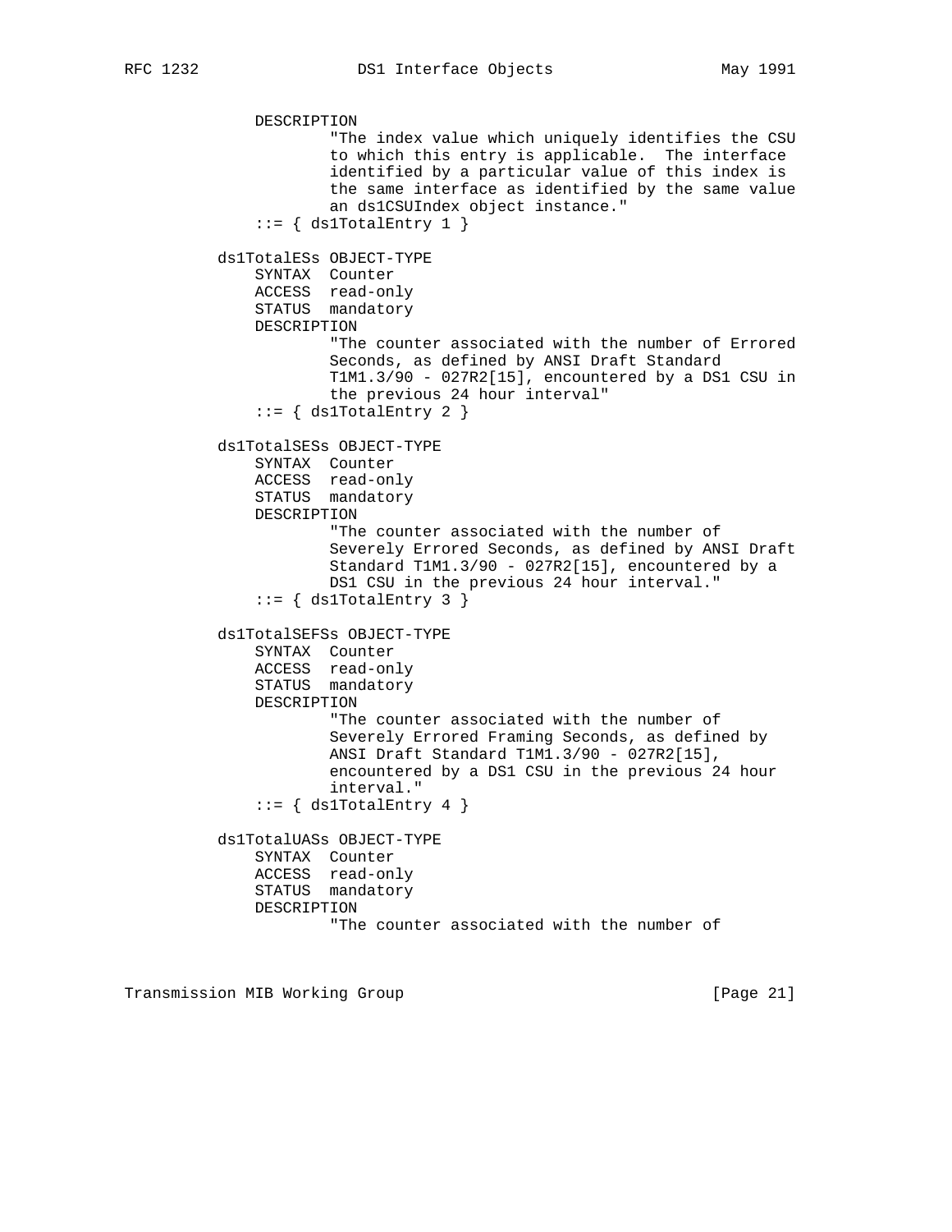```
             DESCRIPTION
                     "The index value which uniquely identifies the CSU
                     to which this entry is applicable.  The interface
                     identified by a particular value of this index is
                     the same interface as identified by the same value
                     an ds1CSUIndex object instance."
             ::= { ds1TotalEntry 1 }

         ds1TotalESs OBJECT-TYPE
             SYNTAX  Counter
             ACCESS  read-only
             STATUS  mandatory
             DESCRIPTION
                     "The counter associated with the number of Errored
                     Seconds, as defined by ANSI Draft Standard
                     T1M1.3/90 - 027R2[15], encountered by a DS1 CSU in
                     the previous 24 hour interval"
             ::= { ds1TotalEntry 2 }

         ds1TotalSESs OBJECT-TYPE
             SYNTAX  Counter
             ACCESS  read-only
             STATUS  mandatory
             DESCRIPTION
                     "The counter associated with the number of
                     Severely Errored Seconds, as defined by ANSI Draft
                     Standard T1M1.3/90 - 027R2[15], encountered by a
                     DS1 CSU in the previous 24 hour interval."
             ::= { ds1TotalEntry 3 }

         ds1TotalSEFSs OBJECT-TYPE
             SYNTAX  Counter
             ACCESS  read-only
             STATUS  mandatory
             DESCRIPTION
                     "The counter associated with the number of
                     Severely Errored Framing Seconds, as defined by
                     ANSI Draft Standard T1M1.3/90 - 027R2[15],
                     encountered by a DS1 CSU in the previous 24 hour
                     interval."
             ::= { ds1TotalEntry 4 }

         ds1TotalUASs OBJECT-TYPE
             SYNTAX  Counter
             ACCESS  read-only
             STATUS  mandatory
             DESCRIPTION
                     "The counter associated with the number of
```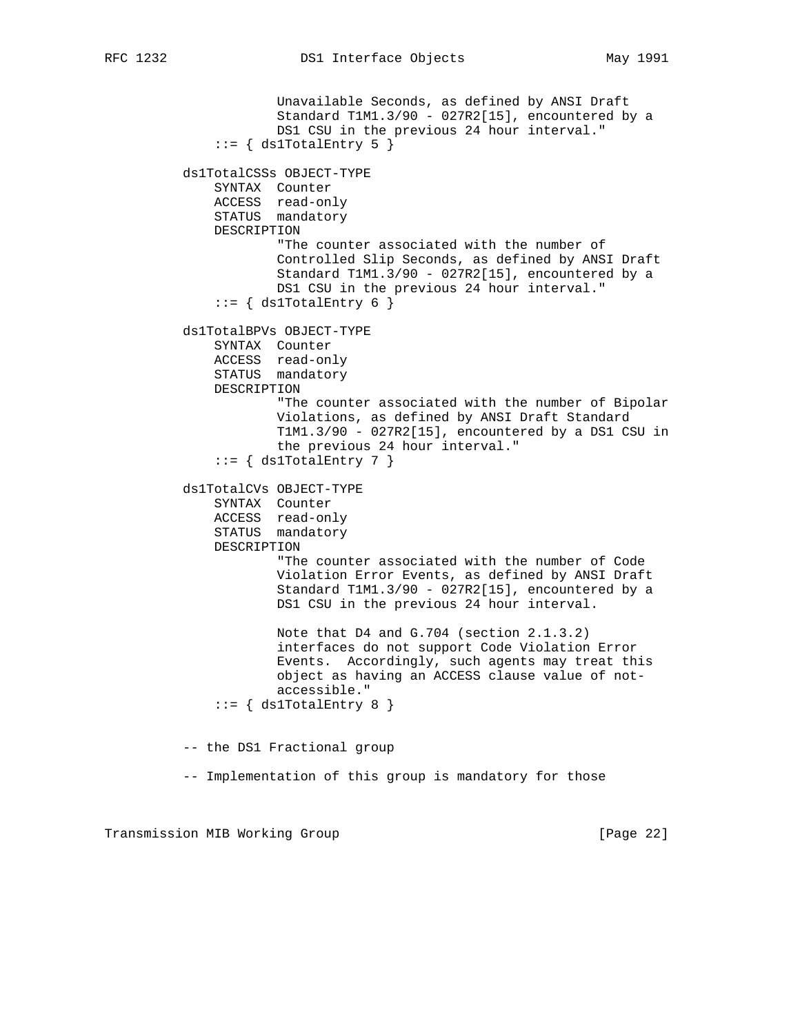```
                 Unavailable Seconds, as defined by ANSI Draft
                 Standard T1M1.3/90 - 027R2[15], encountered by a
                 DS1 CSU in the previous 24 hour interval."
        ::= { ds1TotalEntry 5 }

    ds1TotalCSSs OBJECT-TYPE
        SYNTAX  Counter
        ACCESS  read-only
        STATUS  mandatory
        DESCRIPTION
                "The counter associated with the number of
                Controlled Slip Seconds, as defined by ANSI Draft
                Standard T1M1.3/90 - 027R2[15], encountered by a
                DS1 CSU in the previous 24 hour interval."
        ::= { ds1TotalEntry 6 }

    ds1TotalBPVs OBJECT-TYPE
        SYNTAX  Counter
        ACCESS  read-only
        STATUS  mandatory
        DESCRIPTION
                "The counter associated with the number of Bipolar
                Violations, as defined by ANSI Draft Standard
                T1M1.3/90 - 027R2[15], encountered by a DS1 CSU in
                the previous 24 hour interval."
        ::= { ds1TotalEntry 7 }

    ds1TotalCVs OBJECT-TYPE
        SYNTAX  Counter
        ACCESS  read-only
        STATUS  mandatory
        DESCRIPTION
                "The counter associated with the number of Code
                Violation Error Events, as defined by ANSI Draft
                Standard T1M1.3/90 - 027R2[15], encountered by a
                DS1 CSU in the previous 24 hour interval.

                Note that D4 and G.704 (section 2.1.3.2)
                interfaces do not support Code Violation Error
                Events.  Accordingly, such agents may treat this
                object as having an ACCESS clause value of not-
                accessible."
        ::= { ds1TotalEntry 8 }


    -- the DS1 Fractional group

    -- Implementation of this group is mandatory for those
```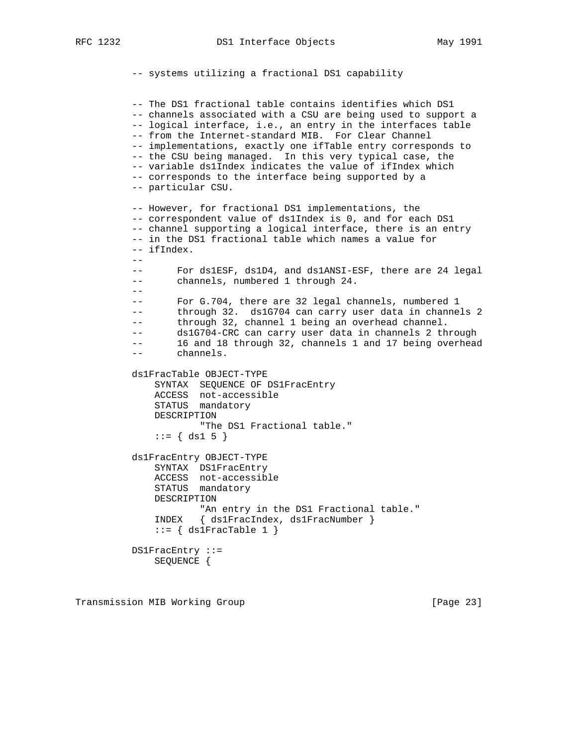```
-- systems utilizing a fractional DS1 capability


-- The DS1 fractional table contains identifies which DS1
-- channels associated with a CSU are being used to support a
-- logical interface, i.e., an entry in the interfaces table
-- from the Internet-standard MIB.  For Clear Channel
-- implementations, exactly one ifTable entry corresponds to
-- the CSU being managed.  In this very typical case, the
-- variable ds1Index indicates the value of ifIndex which
-- corresponds to the interface being supported by a
-- particular CSU.

-- However, for fractional DS1 implementations, the
-- correspondent value of ds1Index is 0, and for each DS1
-- channel supporting a logical interface, there is an entry
-- in the DS1 fractional table which names a value for
-- ifIndex.
--
--      For ds1ESF, ds1D4, and ds1ANSI-ESF, there are 24 legal
--      channels, numbered 1 through 24.
--
--      For G.704, there are 32 legal channels, numbered 1
--      through 32.  ds1G704 can carry user data in channels 2
--      through 32, channel 1 being an overhead channel.
--      ds1G704-CRC can carry user data in channels 2 through
--      16 and 18 through 32, channels 1 and 17 being overhead
--      channels.

ds1FracTable OBJECT-TYPE
    SYNTAX  SEQUENCE OF DS1FracEntry
    ACCESS  not-accessible
    STATUS  mandatory
    DESCRIPTION
            "The DS1 Fractional table."
    ::= { ds1 5 }

ds1FracEntry OBJECT-TYPE
    SYNTAX  DS1FracEntry
    ACCESS  not-accessible
    STATUS  mandatory
    DESCRIPTION
            "An entry in the DS1 Fractional table."
    INDEX   { ds1FracIndex, ds1FracNumber }
    ::= { ds1FracTable 1 }

DS1FracEntry ::=
    SEQUENCE {
```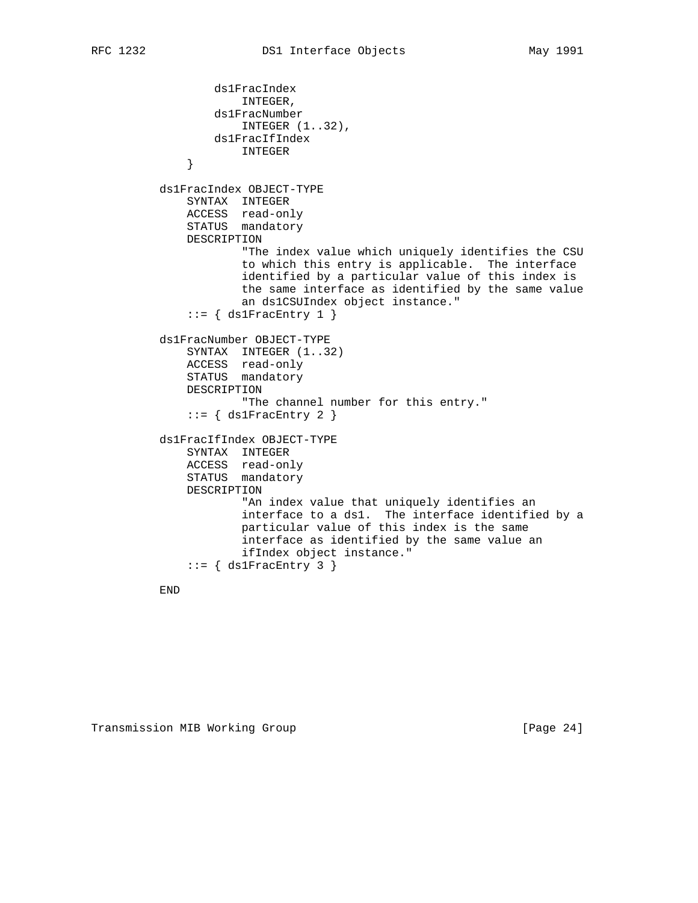```
            ds1FracIndex
                INTEGER,
            ds1FracNumber
                INTEGER (1..32),
            ds1FracIfIndex
                INTEGER
        }

    ds1FracIndex OBJECT-TYPE
        SYNTAX  INTEGER
        ACCESS  read-only
        STATUS  mandatory
        DESCRIPTION
                "The index value which uniquely identifies the CSU
                to which this entry is applicable.  The interface
                identified by a particular value of this index is
                the same interface as identified by the same value
                an ds1CSUIndex object instance."
        ::= { ds1FracEntry 1 }

    ds1FracNumber OBJECT-TYPE
        SYNTAX  INTEGER (1..32)
        ACCESS  read-only
        STATUS  mandatory
        DESCRIPTION
                "The channel number for this entry."
        ::= { ds1FracEntry 2 }

    ds1FracIfIndex OBJECT-TYPE
        SYNTAX  INTEGER
        ACCESS  read-only
        STATUS  mandatory
        DESCRIPTION
                "An index value that uniquely identifies an
                interface to a ds1.  The interface identified by a
                particular value of this index is the same
                interface as identified by the same value an
                ifIndex object instance."
        ::= { ds1FracEntry 3 }

    END
```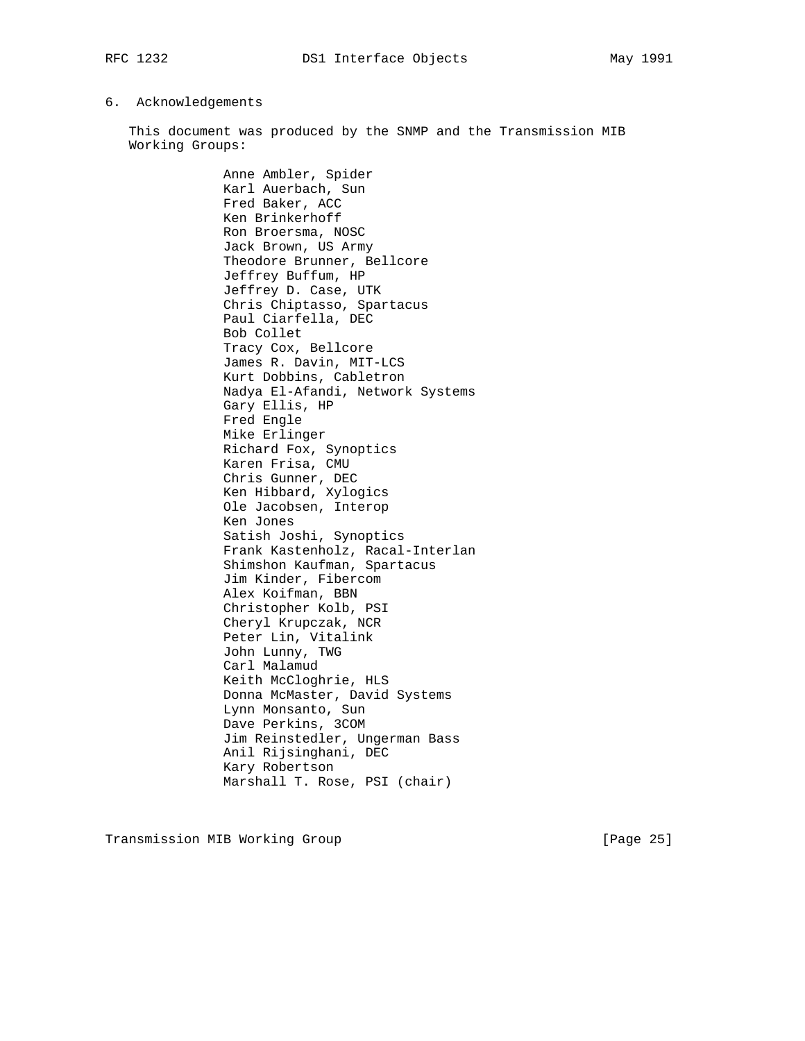## 6. Acknowledgements

This document was produced by the SNMP and the Transmission MIB Working Groups:

Anne Ambler, Spider
Karl Auerbach, Sun
Fred Baker, ACC
Ken Brinkerhoff
Ron Broersma, NOSC
Jack Brown, US Army
Theodore Brunner, Bellcore
Jeffrey Buffum, HP
Jeffrey D. Case, UTK
Chris Chiptasso, Spartacus
Paul Ciarfella, DEC
Bob Collet
Tracy Cox, Bellcore
James R. Davin, MIT-LCS
Kurt Dobbins, Cabletron
Nadya El-Afandi, Network Systems
Gary Ellis, HP
Fred Engle
Mike Erlinger
Richard Fox, Synoptics
Karen Frisa, CMU
Chris Gunner, DEC
Ken Hibbard, Xylogics
Ole Jacobsen, Interop
Ken Jones
Satish Joshi, Synoptics
Frank Kastenholz, Racal-Interlan
Shimshon Kaufman, Spartacus
Jim Kinder, Fibercom
Alex Koifman, BBN
Christopher Kolb, PSI
Cheryl Krupczak, NCR
Peter Lin, Vitalink
John Lunny, TWG
Carl Malamud
Keith McCloghrie, HLS
Donna McMaster, David Systems
Lynn Monsanto, Sun
Dave Perkins, 3COM
Jim Reinstedler, Ungerman Bass
Anil Rijsinghani, DEC
Kary Robertson
Marshall T. Rose, PSI (chair)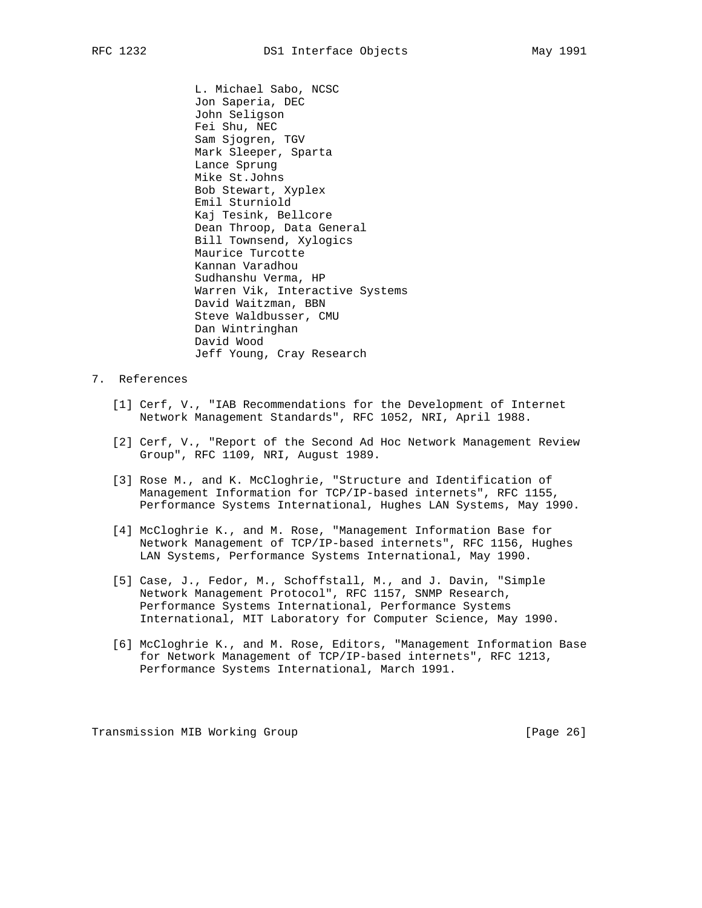L. Michael Sabo, NCSC
Jon Saperia, DEC
John Seligson
Fei Shu, NEC
Sam Sjogren, TGV
Mark Sleeper, Sparta
Lance Sprung
Mike St.Johns
Bob Stewart, Xyplex
Emil Sturniold
Kaj Tesink, Bellcore
Dean Throop, Data General
Bill Townsend, Xylogics
Maurice Turcotte
Kannan Varadhou
Sudhanshu Verma, HP
Warren Vik, Interactive Systems
David Waitzman, BBN
Steve Waldbusser, CMU
Dan Wintringhan
David Wood
Jeff Young, Cray Research

## 7. References

[1] Cerf, V., "IAB Recommendations for the Development of Internet Network Management Standards", RFC 1052, NRI, April 1988.

[2] Cerf, V., "Report of the Second Ad Hoc Network Management Review Group", RFC 1109, NRI, August 1989.

[3] Rose M., and K. McCloghrie, "Structure and Identification of Management Information for TCP/IP-based internets", RFC 1155, Performance Systems International, Hughes LAN Systems, May 1990.

[4] McCloghrie K., and M. Rose, "Management Information Base for Network Management of TCP/IP-based internets", RFC 1156, Hughes LAN Systems, Performance Systems International, May 1990.

[5] Case, J., Fedor, M., Schoffstall, M., and J. Davin, "Simple Network Management Protocol", RFC 1157, SNMP Research, Performance Systems International, Performance Systems International, MIT Laboratory for Computer Science, May 1990.

[6] McCloghrie K., and M. Rose, Editors, "Management Information Base for Network Management of TCP/IP-based internets", RFC 1213, Performance Systems International, March 1991.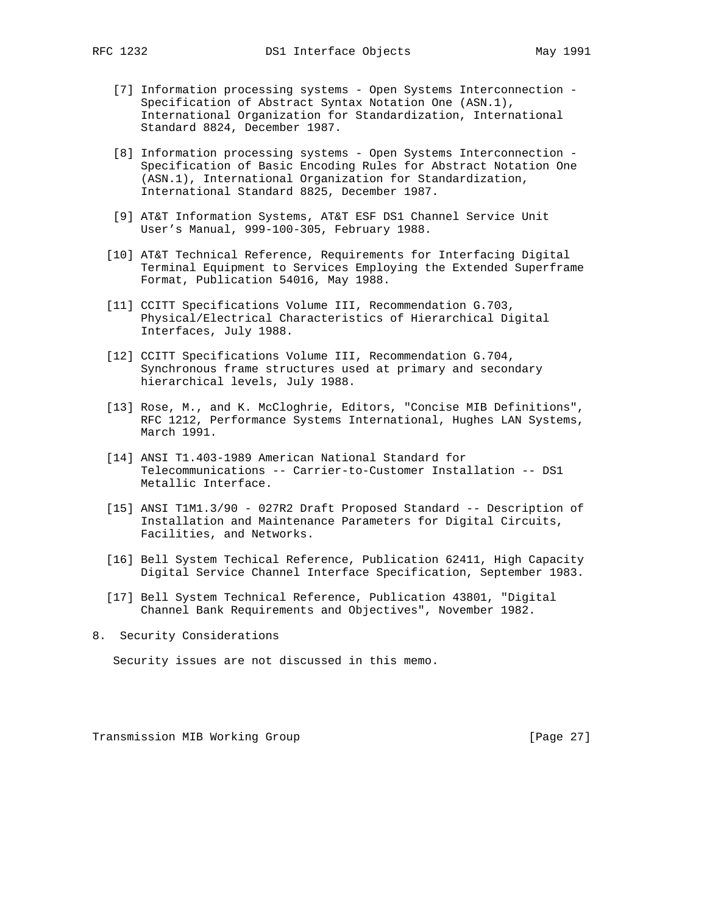[7] Information processing systems - Open Systems Interconnection - Specification of Abstract Syntax Notation One (ASN.1), International Organization for Standardization, International Standard 8824, December 1987.

[8] Information processing systems - Open Systems Interconnection - Specification of Basic Encoding Rules for Abstract Notation One (ASN.1), International Organization for Standardization, International Standard 8825, December 1987.

[9] AT&T Information Systems, AT&T ESF DS1 Channel Service Unit User's Manual, 999-100-305, February 1988.

[10] AT&T Technical Reference, Requirements for Interfacing Digital Terminal Equipment to Services Employing the Extended Superframe Format, Publication 54016, May 1988.

[11] CCITT Specifications Volume III, Recommendation G.703, Physical/Electrical Characteristics of Hierarchical Digital Interfaces, July 1988.

[12] CCITT Specifications Volume III, Recommendation G.704, Synchronous frame structures used at primary and secondary hierarchical levels, July 1988.

[13] Rose, M., and K. McCloghrie, Editors, "Concise MIB Definitions", RFC 1212, Performance Systems International, Hughes LAN Systems, March 1991.

[14] ANSI T1.403-1989 American National Standard for Telecommunications -- Carrier-to-Customer Installation -- DS1 Metallic Interface.

[15] ANSI T1M1.3/90 - 027R2 Draft Proposed Standard -- Description of Installation and Maintenance Parameters for Digital Circuits, Facilities, and Networks.

[16] Bell System Techical Reference, Publication 62411, High Capacity Digital Service Channel Interface Specification, September 1983.

[17] Bell System Technical Reference, Publication 43801, "Digital Channel Bank Requirements and Objectives", November 1982.

## 8. Security Considerations

Security issues are not discussed in this memo.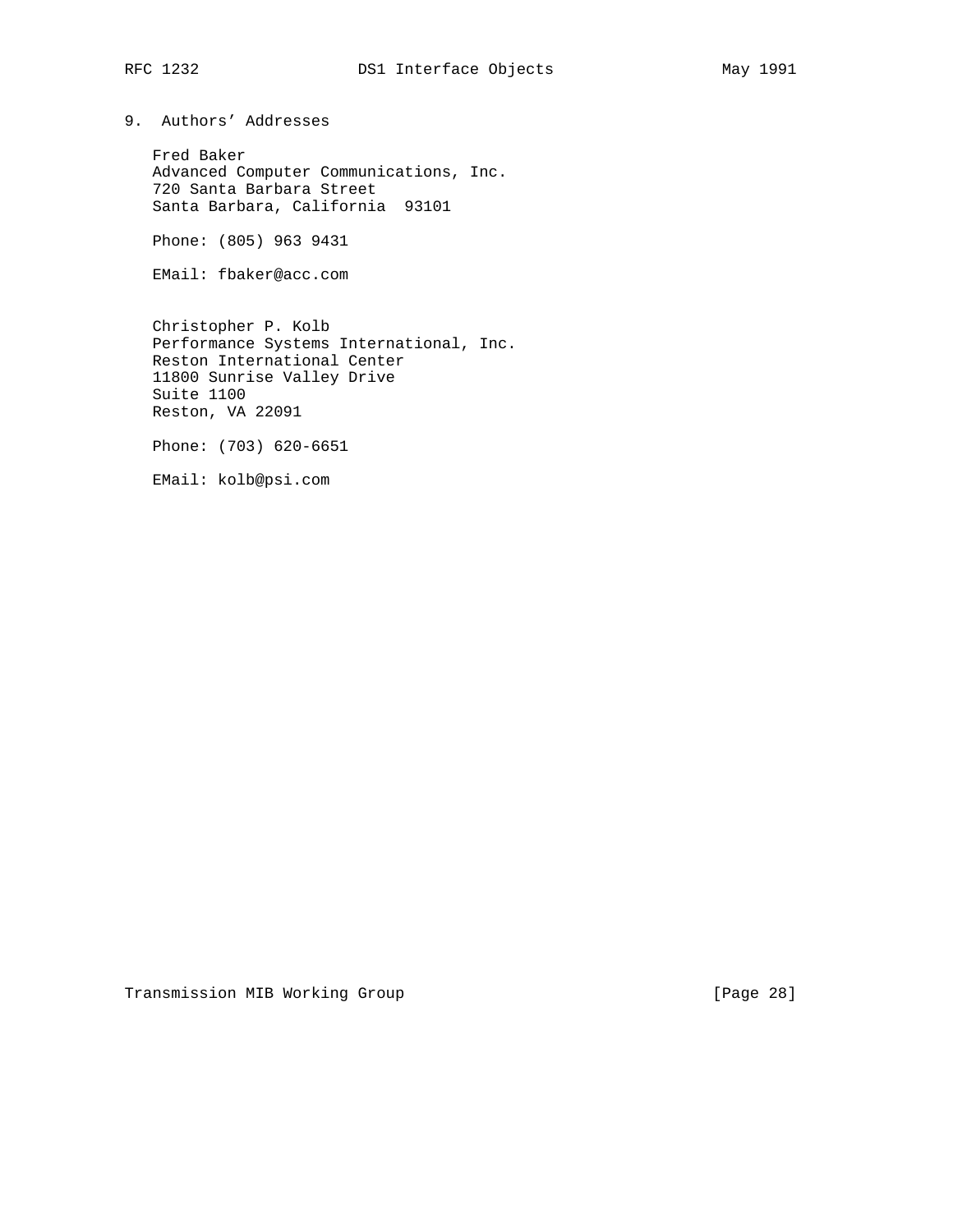## 9. Authors' Addresses

Fred Baker
Advanced Computer Communications, Inc.
720 Santa Barbara Street
Santa Barbara, California  93101

Phone: (805) 963 9431

EMail: fbaker@acc.com

Christopher P. Kolb
Performance Systems International, Inc.
Reston International Center
11800 Sunrise Valley Drive
Suite 1100
Reston, VA 22091

Phone: (703) 620-6651

EMail: kolb@psi.com